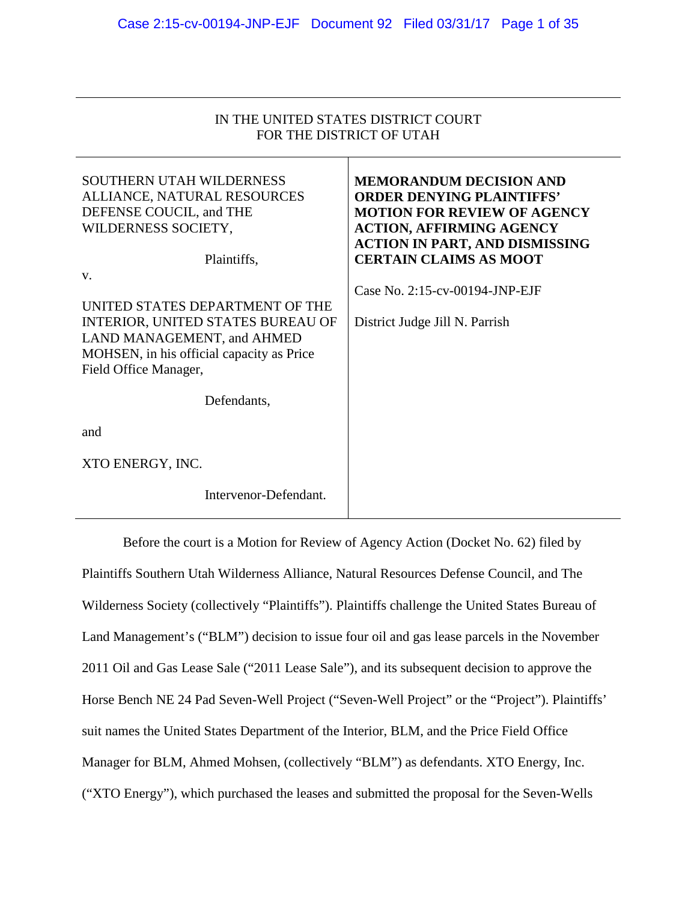IN THE UNITED STATES DISTRICT COURT
FOR THE DISTRICT OF UTAH

| | |
|---|---|
| SOUTHERN UTAH WILDERNESS ALLIANCE, NATURAL RESOURCES DEFENSE COUCIL, and THE WILDERNESS SOCIETY,<br><br>Plaintiffs,<br><br>v.<br><br>UNITED STATES DEPARTMENT OF THE INTERIOR, UNITED STATES BUREAU OF LAND MANAGEMENT, and AHMED MOHSEN, in his official capacity as Price Field Office Manager,<br><br>Defendants,<br><br>and<br><br>XTO ENERGY, INC.<br><br>Intervenor-Defendant. | **MEMORANDUM DECISION AND ORDER DENYING PLAINTIFFS' MOTION FOR REVIEW OF AGENCY ACTION, AFFIRMING AGENCY ACTION IN PART, AND DISMISSING CERTAIN CLAIMS AS MOOT**<br><br>Case No. 2:15-cv-00194-JNP-EJF<br><br>District Judge Jill N. Parrish |

Before the court is a Motion for Review of Agency Action (Docket No. 62) filed by Plaintiffs Southern Utah Wilderness Alliance, Natural Resources Defense Council, and The Wilderness Society (collectively "Plaintiffs"). Plaintiffs challenge the United States Bureau of Land Management's ("BLM") decision to issue four oil and gas lease parcels in the November 2011 Oil and Gas Lease Sale ("2011 Lease Sale"), and its subsequent decision to approve the Horse Bench NE 24 Pad Seven-Well Project ("Seven-Well Project" or the "Project"). Plaintiffs' suit names the United States Department of the Interior, BLM, and the Price Field Office Manager for BLM, Ahmed Mohsen, (collectively "BLM") as defendants. XTO Energy, Inc. ("XTO Energy"), which purchased the leases and submitted the proposal for the Seven-Wells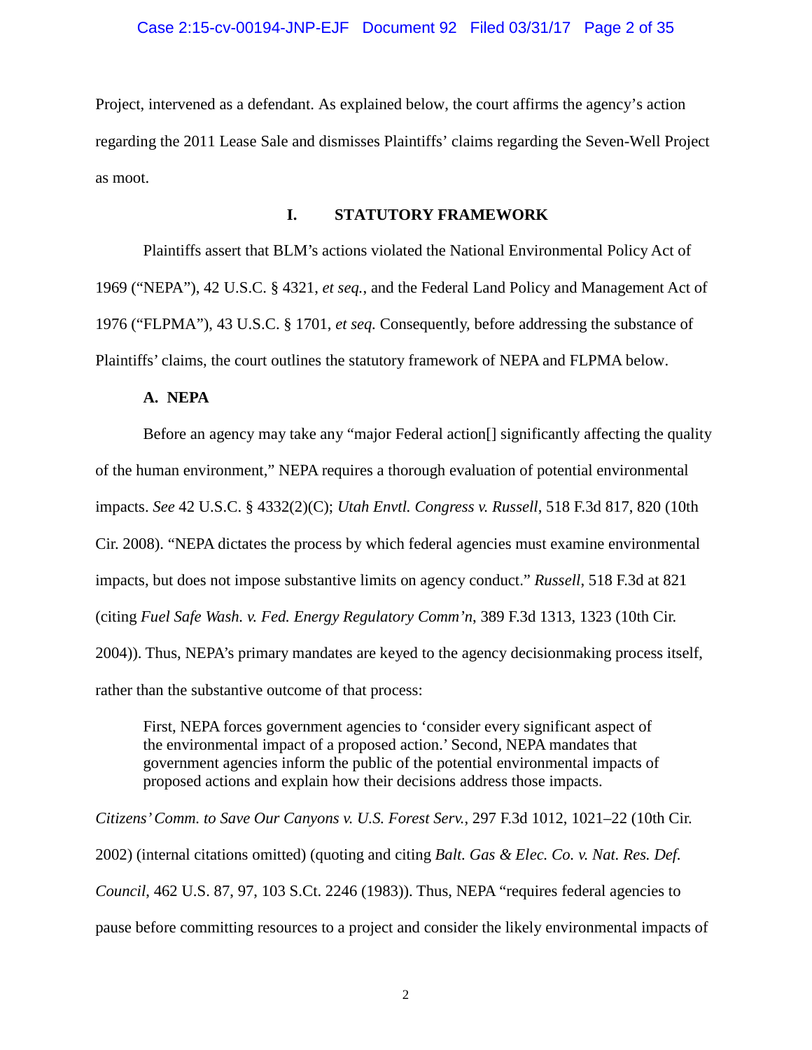Project, intervened as a defendant. As explained below, the court affirms the agency's action regarding the 2011 Lease Sale and dismisses Plaintiffs' claims regarding the Seven-Well Project as moot.

## I. STATUTORY FRAMEWORK

Plaintiffs assert that BLM's actions violated the National Environmental Policy Act of 1969 ("NEPA"), 42 U.S.C. § 4321, *et seq.*, and the Federal Land Policy and Management Act of 1976 ("FLPMA"), 43 U.S.C. § 1701, *et seq.* Consequently, before addressing the substance of Plaintiffs' claims, the court outlines the statutory framework of NEPA and FLPMA below.

### A. NEPA

Before an agency may take any "major Federal action[] significantly affecting the quality of the human environment," NEPA requires a thorough evaluation of potential environmental impacts. *See* 42 U.S.C. § 4332(2)(C); *Utah Envtl. Congress v. Russell*, 518 F.3d 817, 820 (10th Cir. 2008). "NEPA dictates the process by which federal agencies must examine environmental impacts, but does not impose substantive limits on agency conduct." *Russell*, 518 F.3d at 821 (citing *Fuel Safe Wash. v. Fed. Energy Regulatory Comm'n*, 389 F.3d 1313, 1323 (10th Cir. 2004)). Thus, NEPA's primary mandates are keyed to the agency decisionmaking process itself, rather than the substantive outcome of that process:

> First, NEPA forces government agencies to 'consider every significant aspect of the environmental impact of a proposed action.' Second, NEPA mandates that government agencies inform the public of the potential environmental impacts of proposed actions and explain how their decisions address those impacts.

*Citizens' Comm. to Save Our Canyons v. U.S. Forest Serv.*, 297 F.3d 1012, 1021–22 (10th Cir. 2002) (internal citations omitted) (quoting and citing *Balt. Gas & Elec. Co. v. Nat. Res. Def. Council*, 462 U.S. 87, 97, 103 S.Ct. 2246 (1983)). Thus, NEPA "requires federal agencies to pause before committing resources to a project and consider the likely environmental impacts of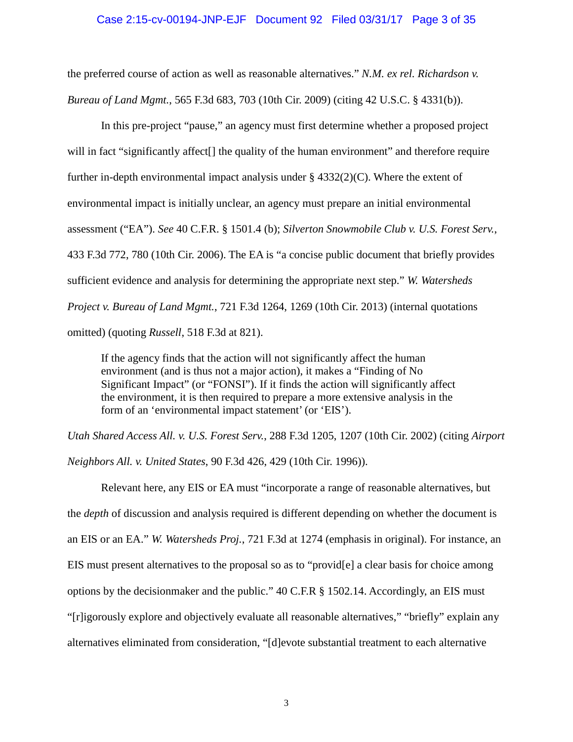the preferred course of action as well as reasonable alternatives." *N.M. ex rel. Richardson v. Bureau of Land Mgmt.*, 565 F.3d 683, 703 (10th Cir. 2009) (citing 42 U.S.C. § 4331(b)).

In this pre-project "pause," an agency must first determine whether a proposed project will in fact "significantly affect[] the quality of the human environment" and therefore require further in-depth environmental impact analysis under § 4332(2)(C). Where the extent of environmental impact is initially unclear, an agency must prepare an initial environmental assessment ("EA"). *See* 40 C.F.R. § 1501.4 (b); *Silverton Snowmobile Club v. U.S. Forest Serv.*, 433 F.3d 772, 780 (10th Cir. 2006). The EA is "a concise public document that briefly provides sufficient evidence and analysis for determining the appropriate next step." *W. Watersheds Project v. Bureau of Land Mgmt.*, 721 F.3d 1264, 1269 (10th Cir. 2013) (internal quotations omitted) (quoting *Russell*, 518 F.3d at 821).

> If the agency finds that the action will not significantly affect the human environment (and is thus not a major action), it makes a "Finding of No Significant Impact" (or "FONSI"). If it finds the action will significantly affect the environment, it is then required to prepare a more extensive analysis in the form of an 'environmental impact statement' (or 'EIS').

*Utah Shared Access All. v. U.S. Forest Serv.*, 288 F.3d 1205, 1207 (10th Cir. 2002) (citing *Airport Neighbors All. v. United States*, 90 F.3d 426, 429 (10th Cir. 1996)).

Relevant here, any EIS or EA must "incorporate a range of reasonable alternatives, but the *depth* of discussion and analysis required is different depending on whether the document is an EIS or an EA." *W. Watersheds Proj.*, 721 F.3d at 1274 (emphasis in original). For instance, an EIS must present alternatives to the proposal so as to "provid[e] a clear basis for choice among options by the decisionmaker and the public." 40 C.F.R § 1502.14. Accordingly, an EIS must "[r]igorously explore and objectively evaluate all reasonable alternatives," "briefly" explain any alternatives eliminated from consideration, "[d]evote substantial treatment to each alternative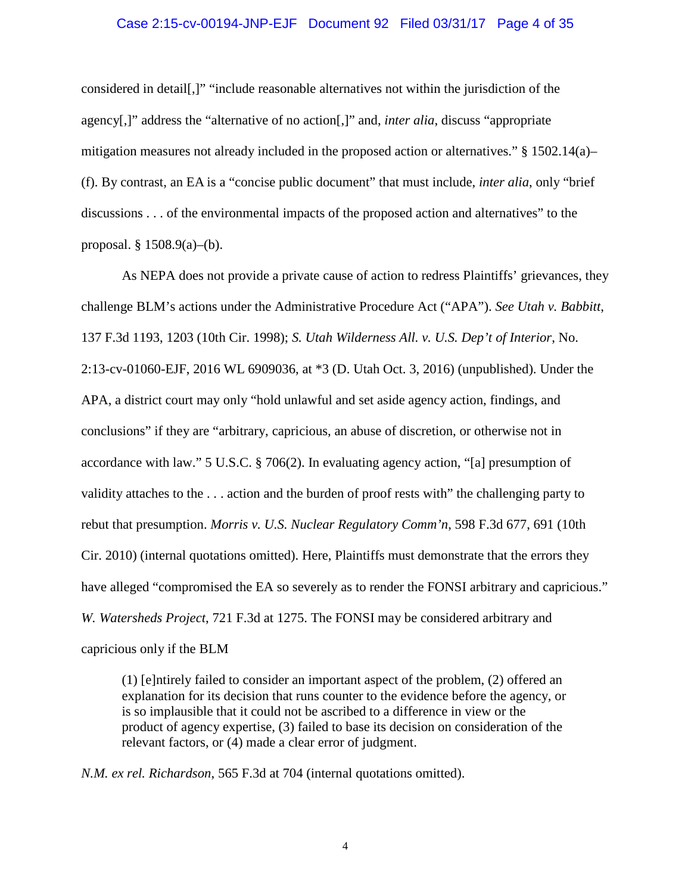considered in detail[,]" "include reasonable alternatives not within the jurisdiction of the agency[,]" address the "alternative of no action[,]" and, *inter alia*, discuss "appropriate mitigation measures not already included in the proposed action or alternatives." § 1502.14(a)–(f). By contrast, an EA is a "concise public document" that must include, *inter alia*, only "brief discussions . . . of the environmental impacts of the proposed action and alternatives" to the proposal. § 1508.9(a)–(b).

As NEPA does not provide a private cause of action to redress Plaintiffs' grievances, they challenge BLM's actions under the Administrative Procedure Act ("APA"). *See Utah v. Babbitt*, 137 F.3d 1193, 1203 (10th Cir. 1998); *S. Utah Wilderness All. v. U.S. Dep't of Interior*, No. 2:13-cv-01060-EJF, 2016 WL 6909036, at *3 (D. Utah Oct. 3, 2016) (unpublished). Under the APA, a district court may only "hold unlawful and set aside agency action, findings, and conclusions" if they are "arbitrary, capricious, an abuse of discretion, or otherwise not in accordance with law." 5 U.S.C. § 706(2). In evaluating agency action, "[a] presumption of validity attaches to the . . . action and the burden of proof rests with" the challenging party to rebut that presumption. *Morris v. U.S. Nuclear Regulatory Comm'n*, 598 F.3d 677, 691 (10th Cir. 2010) (internal quotations omitted). Here, Plaintiffs must demonstrate that the errors they have alleged "compromised the EA so severely as to render the FONSI arbitrary and capricious." *W. Watersheds Project*, 721 F.3d at 1275. The FONSI may be considered arbitrary and capricious only if the BLM

> (1) [e]ntirely failed to consider an important aspect of the problem, (2) offered an explanation for its decision that runs counter to the evidence before the agency, or is so implausible that it could not be ascribed to a difference in view or the product of agency expertise, (3) failed to base its decision on consideration of the relevant factors, or (4) made a clear error of judgment.

*N.M. ex rel. Richardson*, 565 F.3d at 704 (internal quotations omitted).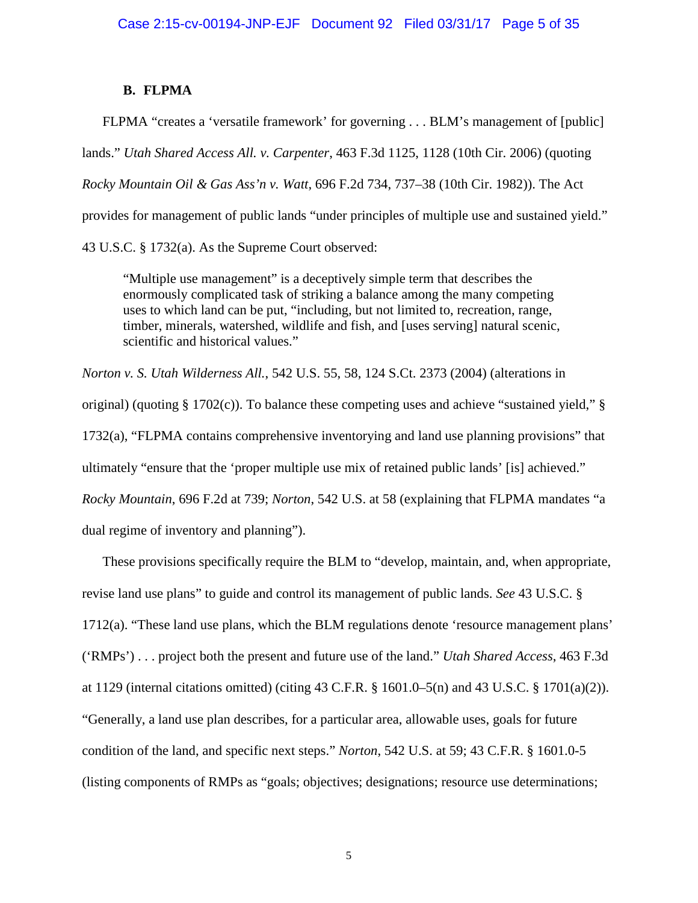### B. FLPMA

FLPMA "creates a 'versatile framework' for governing . . . BLM's management of [public] lands." *Utah Shared Access All. v. Carpenter*, 463 F.3d 1125, 1128 (10th Cir. 2006) (quoting *Rocky Mountain Oil & Gas Ass'n v. Watt*, 696 F.2d 734, 737–38 (10th Cir. 1982)). The Act provides for management of public lands "under principles of multiple use and sustained yield." 43 U.S.C. § 1732(a). As the Supreme Court observed:

> "Multiple use management" is a deceptively simple term that describes the enormously complicated task of striking a balance among the many competing uses to which land can be put, "including, but not limited to, recreation, range, timber, minerals, watershed, wildlife and fish, and [uses serving] natural scenic, scientific and historical values."

*Norton v. S. Utah Wilderness All.*, 542 U.S. 55, 58, 124 S.Ct. 2373 (2004) (alterations in original) (quoting § 1702(c)). To balance these competing uses and achieve "sustained yield," § 1732(a), "FLPMA contains comprehensive inventorying and land use planning provisions" that ultimately "ensure that the 'proper multiple use mix of retained public lands' [is] achieved." *Rocky Mountain*, 696 F.2d at 739; *Norton*, 542 U.S. at 58 (explaining that FLPMA mandates "a dual regime of inventory and planning").

These provisions specifically require the BLM to "develop, maintain, and, when appropriate, revise land use plans" to guide and control its management of public lands. *See* 43 U.S.C. § 1712(a). "These land use plans, which the BLM regulations denote 'resource management plans' ('RMPs') . . . project both the present and future use of the land." *Utah Shared Access*, 463 F.3d at 1129 (internal citations omitted) (citing 43 C.F.R. § 1601.0–5(n) and 43 U.S.C. § 1701(a)(2)). "Generally, a land use plan describes, for a particular area, allowable uses, goals for future condition of the land, and specific next steps." *Norton*, 542 U.S. at 59; 43 C.F.R. § 1601.0-5 (listing components of RMPs as "goals; objectives; designations; resource use determinations;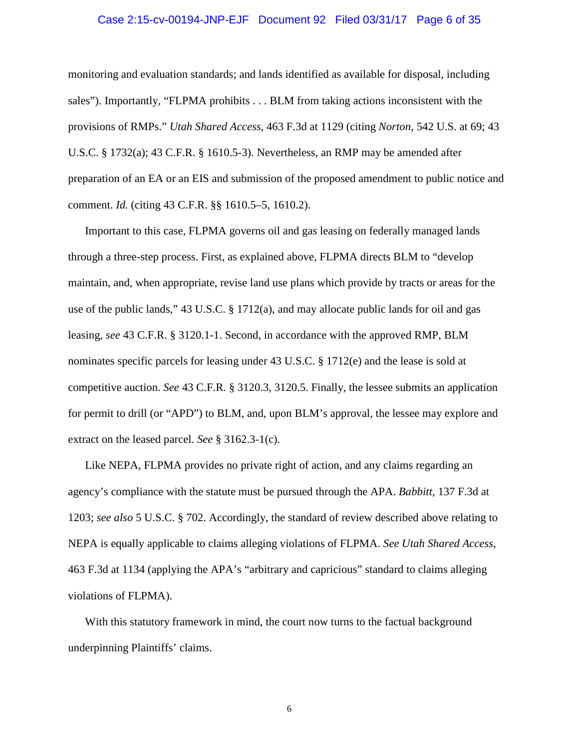monitoring and evaluation standards; and lands identified as available for disposal, including sales"). Importantly, "FLPMA prohibits . . . BLM from taking actions inconsistent with the provisions of RMPs." *Utah Shared Access*, 463 F.3d at 1129 (citing *Norton*, 542 U.S. at 69; 43 U.S.C. § 1732(a); 43 C.F.R. § 1610.5-3). Nevertheless, an RMP may be amended after preparation of an EA or an EIS and submission of the proposed amendment to public notice and comment. *Id.* (citing 43 C.F.R. §§ 1610.5–5, 1610.2).

Important to this case, FLPMA governs oil and gas leasing on federally managed lands through a three-step process. First, as explained above, FLPMA directs BLM to "develop maintain, and, when appropriate, revise land use plans which provide by tracts or areas for the use of the public lands," 43 U.S.C. § 1712(a), and may allocate public lands for oil and gas leasing, *see* 43 C.F.R. § 3120.1-1. Second, in accordance with the approved RMP, BLM nominates specific parcels for leasing under 43 U.S.C. § 1712(e) and the lease is sold at competitive auction. *See* 43 C.F.R. § 3120.3, 3120.5. Finally, the lessee submits an application for permit to drill (or "APD") to BLM, and, upon BLM's approval, the lessee may explore and extract on the leased parcel. *See* § 3162.3-1(c).

Like NEPA, FLPMA provides no private right of action, and any claims regarding an agency's compliance with the statute must be pursued through the APA. *Babbitt*, 137 F.3d at 1203; *see also* 5 U.S.C. § 702. Accordingly, the standard of review described above relating to NEPA is equally applicable to claims alleging violations of FLPMA. *See Utah Shared Access*, 463 F.3d at 1134 (applying the APA's "arbitrary and capricious" standard to claims alleging violations of FLPMA).

With this statutory framework in mind, the court now turns to the factual background underpinning Plaintiffs' claims.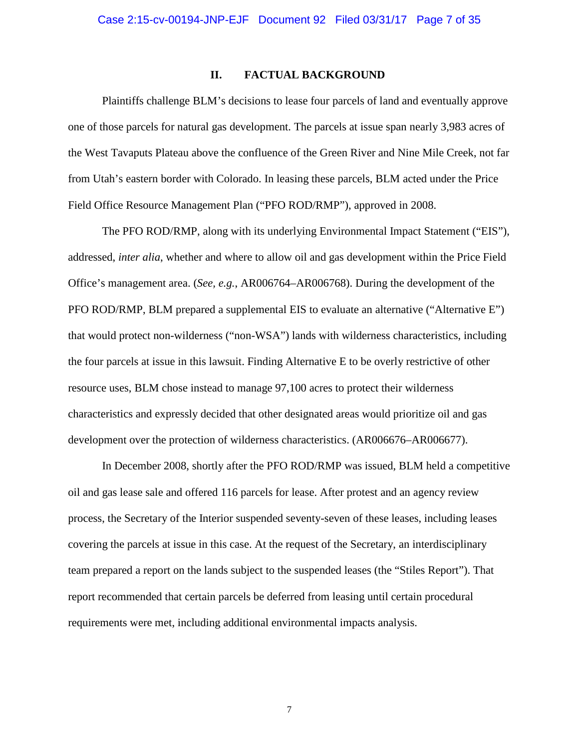## II. FACTUAL BACKGROUND

Plaintiffs challenge BLM's decisions to lease four parcels of land and eventually approve one of those parcels for natural gas development. The parcels at issue span nearly 3,983 acres of the West Tavaputs Plateau above the confluence of the Green River and Nine Mile Creek, not far from Utah's eastern border with Colorado. In leasing these parcels, BLM acted under the Price Field Office Resource Management Plan ("PFO ROD/RMP"), approved in 2008.

The PFO ROD/RMP, along with its underlying Environmental Impact Statement ("EIS"), addressed, *inter alia*, whether and where to allow oil and gas development within the Price Field Office's management area. (*See, e.g.*, AR006764–AR006768). During the development of the PFO ROD/RMP, BLM prepared a supplemental EIS to evaluate an alternative ("Alternative E") that would protect non-wilderness ("non-WSA") lands with wilderness characteristics, including the four parcels at issue in this lawsuit. Finding Alternative E to be overly restrictive of other resource uses, BLM chose instead to manage 97,100 acres to protect their wilderness characteristics and expressly decided that other designated areas would prioritize oil and gas development over the protection of wilderness characteristics. (AR006676–AR006677).

In December 2008, shortly after the PFO ROD/RMP was issued, BLM held a competitive oil and gas lease sale and offered 116 parcels for lease. After protest and an agency review process, the Secretary of the Interior suspended seventy-seven of these leases, including leases covering the parcels at issue in this case. At the request of the Secretary, an interdisciplinary team prepared a report on the lands subject to the suspended leases (the "Stiles Report"). That report recommended that certain parcels be deferred from leasing until certain procedural requirements were met, including additional environmental impacts analysis.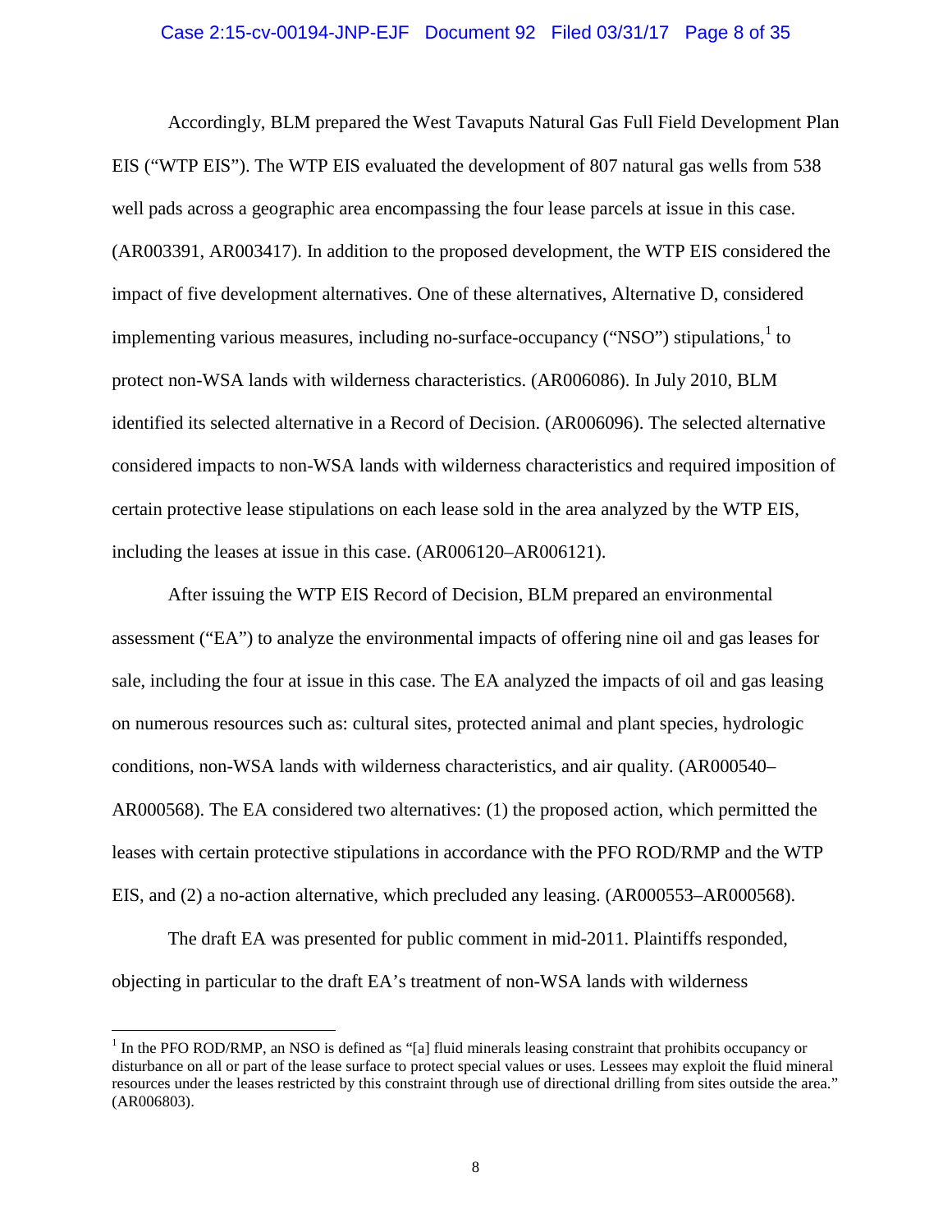Accordingly, BLM prepared the West Tavaputs Natural Gas Full Field Development Plan EIS ("WTP EIS"). The WTP EIS evaluated the development of 807 natural gas wells from 538 well pads across a geographic area encompassing the four lease parcels at issue in this case. (AR003391, AR003417). In addition to the proposed development, the WTP EIS considered the impact of five development alternatives. One of these alternatives, Alternative D, considered implementing various measures, including no-surface-occupancy ("NSO") stipulations,[1] to protect non-WSA lands with wilderness characteristics. (AR006086). In July 2010, BLM identified its selected alternative in a Record of Decision. (AR006096). The selected alternative considered impacts to non-WSA lands with wilderness characteristics and required imposition of certain protective lease stipulations on each lease sold in the area analyzed by the WTP EIS, including the leases at issue in this case. (AR006120–AR006121).

After issuing the WTP EIS Record of Decision, BLM prepared an environmental assessment ("EA") to analyze the environmental impacts of offering nine oil and gas leases for sale, including the four at issue in this case. The EA analyzed the impacts of oil and gas leasing on numerous resources such as: cultural sites, protected animal and plant species, hydrologic conditions, non-WSA lands with wilderness characteristics, and air quality. (AR000540–AR000568). The EA considered two alternatives: (1) the proposed action, which permitted the leases with certain protective stipulations in accordance with the PFO ROD/RMP and the WTP EIS, and (2) a no-action alternative, which precluded any leasing. (AR000553–AR000568).

The draft EA was presented for public comment in mid-2011. Plaintiffs responded, objecting in particular to the draft EA's treatment of non-WSA lands with wilderness

---

[1] In the PFO ROD/RMP, an NSO is defined as "[a] fluid minerals leasing constraint that prohibits occupancy or disturbance on all or part of the lease surface to protect special values or uses. Lessees may exploit the fluid mineral resources under the leases restricted by this constraint through use of directional drilling from sites outside the area." (AR006803).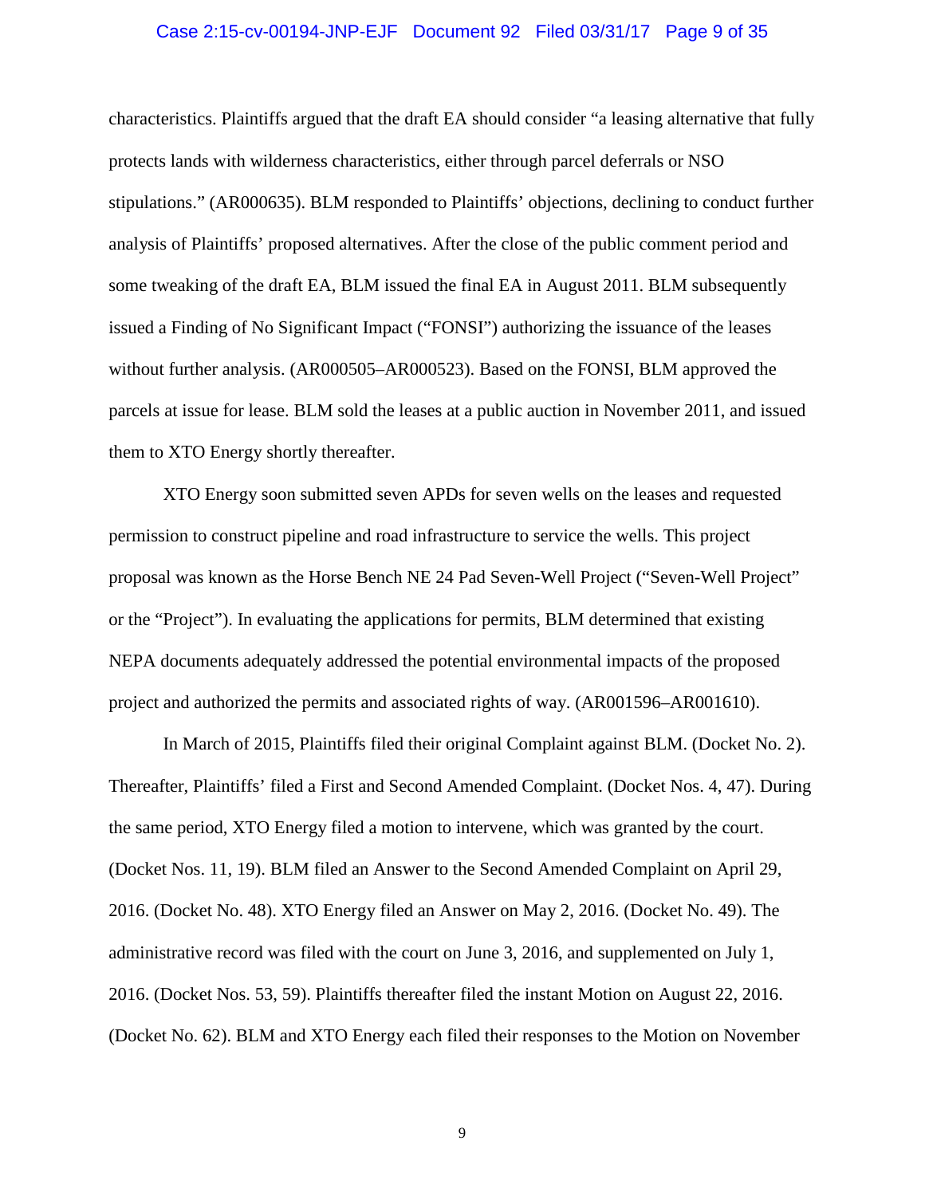characteristics. Plaintiffs argued that the draft EA should consider "a leasing alternative that fully protects lands with wilderness characteristics, either through parcel deferrals or NSO stipulations." (AR000635). BLM responded to Plaintiffs' objections, declining to conduct further analysis of Plaintiffs' proposed alternatives. After the close of the public comment period and some tweaking of the draft EA, BLM issued the final EA in August 2011. BLM subsequently issued a Finding of No Significant Impact ("FONSI") authorizing the issuance of the leases without further analysis. (AR000505–AR000523). Based on the FONSI, BLM approved the parcels at issue for lease. BLM sold the leases at a public auction in November 2011, and issued them to XTO Energy shortly thereafter.

XTO Energy soon submitted seven APDs for seven wells on the leases and requested permission to construct pipeline and road infrastructure to service the wells. This project proposal was known as the Horse Bench NE 24 Pad Seven-Well Project ("Seven-Well Project" or the "Project"). In evaluating the applications for permits, BLM determined that existing NEPA documents adequately addressed the potential environmental impacts of the proposed project and authorized the permits and associated rights of way. (AR001596–AR001610).

In March of 2015, Plaintiffs filed their original Complaint against BLM. (Docket No. 2). Thereafter, Plaintiffs' filed a First and Second Amended Complaint. (Docket Nos. 4, 47). During the same period, XTO Energy filed a motion to intervene, which was granted by the court. (Docket Nos. 11, 19). BLM filed an Answer to the Second Amended Complaint on April 29, 2016. (Docket No. 48). XTO Energy filed an Answer on May 2, 2016. (Docket No. 49). The administrative record was filed with the court on June 3, 2016, and supplemented on July 1, 2016. (Docket Nos. 53, 59). Plaintiffs thereafter filed the instant Motion on August 22, 2016. (Docket No. 62). BLM and XTO Energy each filed their responses to the Motion on November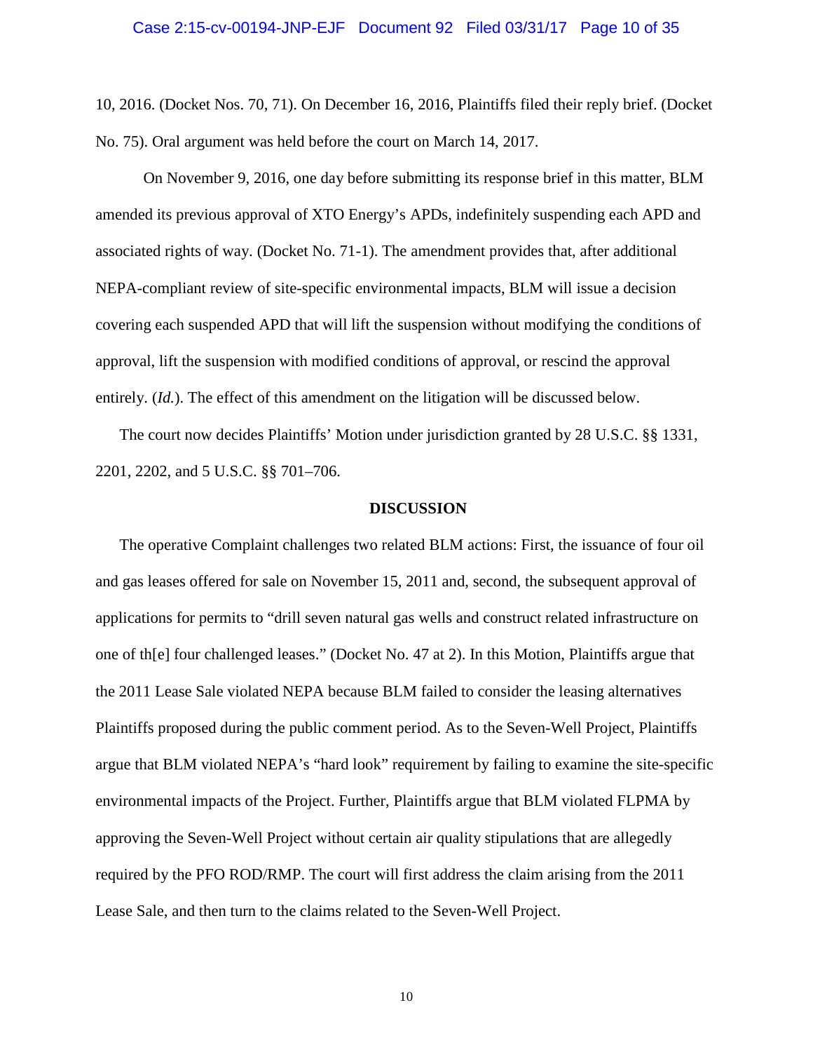10, 2016. (Docket Nos. 70, 71). On December 16, 2016, Plaintiffs filed their reply brief. (Docket No. 75). Oral argument was held before the court on March 14, 2017.

On November 9, 2016, one day before submitting its response brief in this matter, BLM amended its previous approval of XTO Energy's APDs, indefinitely suspending each APD and associated rights of way. (Docket No. 71-1). The amendment provides that, after additional NEPA-compliant review of site-specific environmental impacts, BLM will issue a decision covering each suspended APD that will lift the suspension without modifying the conditions of approval, lift the suspension with modified conditions of approval, or rescind the approval entirely. (*Id.*). The effect of this amendment on the litigation will be discussed below.

The court now decides Plaintiffs' Motion under jurisdiction granted by 28 U.S.C. §§ 1331, 2201, 2202, and 5 U.S.C. §§ 701–706.

## DISCUSSION

The operative Complaint challenges two related BLM actions: First, the issuance of four oil and gas leases offered for sale on November 15, 2011 and, second, the subsequent approval of applications for permits to "drill seven natural gas wells and construct related infrastructure on one of th[e] four challenged leases." (Docket No. 47 at 2). In this Motion, Plaintiffs argue that the 2011 Lease Sale violated NEPA because BLM failed to consider the leasing alternatives Plaintiffs proposed during the public comment period. As to the Seven-Well Project, Plaintiffs argue that BLM violated NEPA's "hard look" requirement by failing to examine the site-specific environmental impacts of the Project. Further, Plaintiffs argue that BLM violated FLPMA by approving the Seven-Well Project without certain air quality stipulations that are allegedly required by the PFO ROD/RMP. The court will first address the claim arising from the 2011 Lease Sale, and then turn to the claims related to the Seven-Well Project.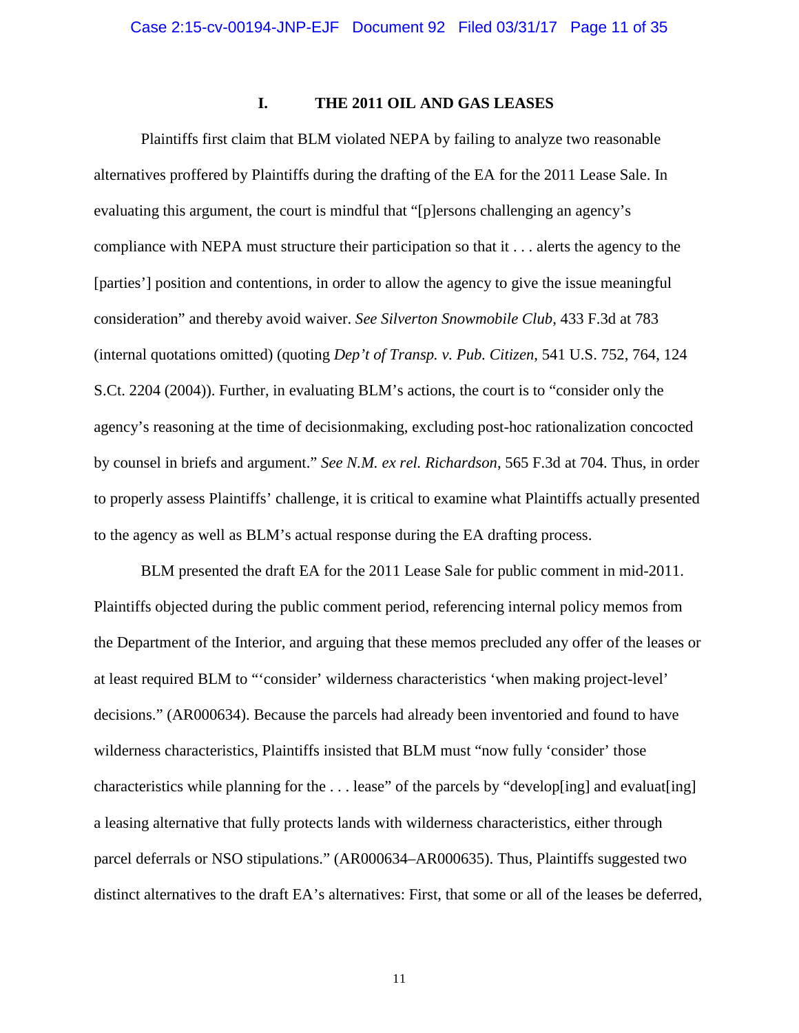## I. THE 2011 OIL AND GAS LEASES

Plaintiffs first claim that BLM violated NEPA by failing to analyze two reasonable alternatives proffered by Plaintiffs during the drafting of the EA for the 2011 Lease Sale. In evaluating this argument, the court is mindful that "[p]ersons challenging an agency's compliance with NEPA must structure their participation so that it . . . alerts the agency to the [parties'] position and contentions, in order to allow the agency to give the issue meaningful consideration" and thereby avoid waiver. *See Silverton Snowmobile Club*, 433 F.3d at 783 (internal quotations omitted) (quoting *Dep't of Transp. v. Pub. Citizen*, 541 U.S. 752, 764, 124 S.Ct. 2204 (2004)). Further, in evaluating BLM's actions, the court is to "consider only the agency's reasoning at the time of decisionmaking, excluding post-hoc rationalization concocted by counsel in briefs and argument." *See N.M. ex rel. Richardson*, 565 F.3d at 704. Thus, in order to properly assess Plaintiffs' challenge, it is critical to examine what Plaintiffs actually presented to the agency as well as BLM's actual response during the EA drafting process.

BLM presented the draft EA for the 2011 Lease Sale for public comment in mid-2011. Plaintiffs objected during the public comment period, referencing internal policy memos from the Department of the Interior, and arguing that these memos precluded any offer of the leases or at least required BLM to "'consider' wilderness characteristics 'when making project-level' decisions." (AR000634). Because the parcels had already been inventoried and found to have wilderness characteristics, Plaintiffs insisted that BLM must "now fully 'consider' those characteristics while planning for the . . . lease" of the parcels by "develop[ing] and evaluat[ing] a leasing alternative that fully protects lands with wilderness characteristics, either through parcel deferrals or NSO stipulations." (AR000634–AR000635). Thus, Plaintiffs suggested two distinct alternatives to the draft EA's alternatives: First, that some or all of the leases be deferred,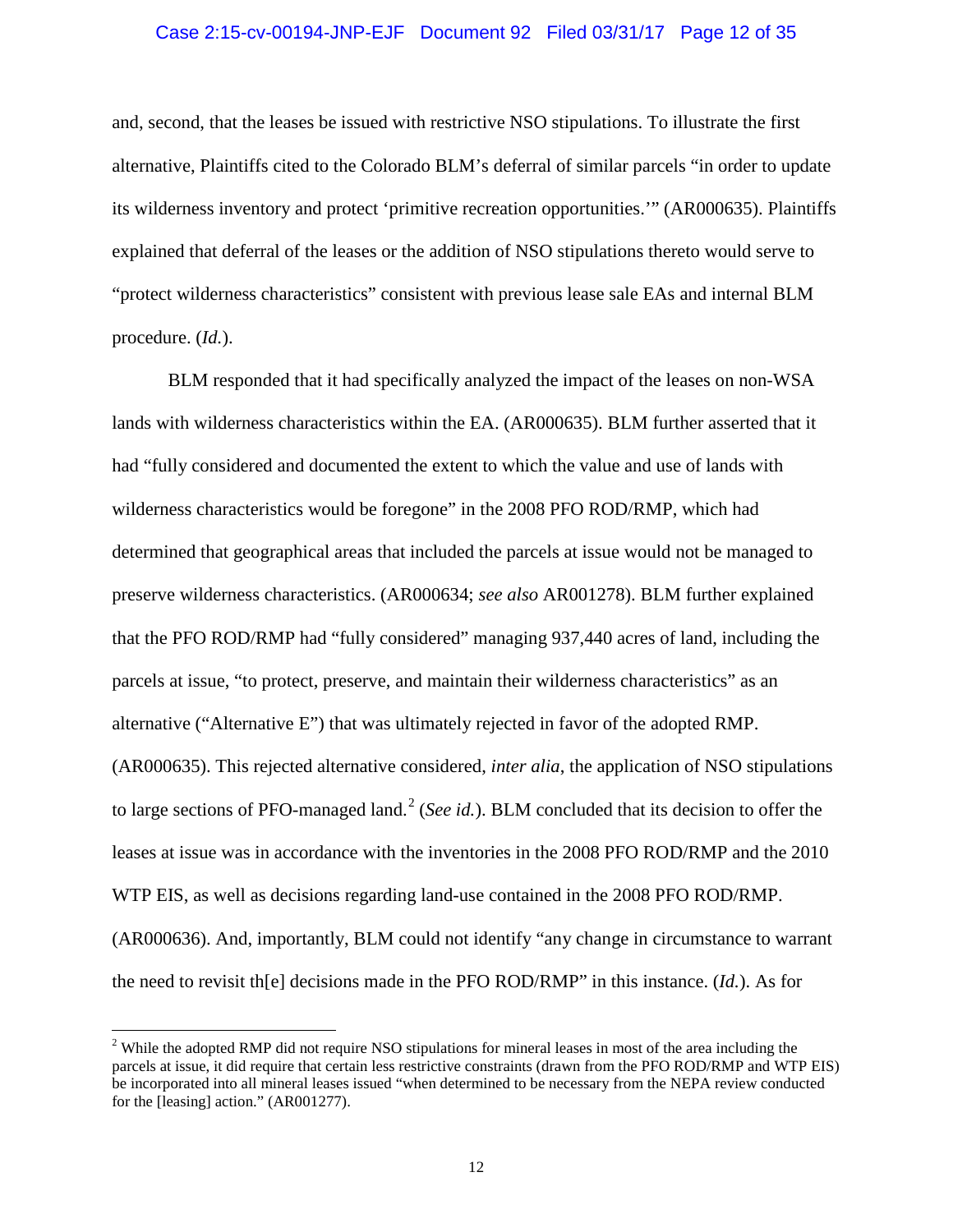and, second, that the leases be issued with restrictive NSO stipulations. To illustrate the first alternative, Plaintiffs cited to the Colorado BLM's deferral of similar parcels "in order to update its wilderness inventory and protect 'primitive recreation opportunities.'" (AR000635). Plaintiffs explained that deferral of the leases or the addition of NSO stipulations thereto would serve to "protect wilderness characteristics" consistent with previous lease sale EAs and internal BLM procedure. (*Id.*).

BLM responded that it had specifically analyzed the impact of the leases on non-WSA lands with wilderness characteristics within the EA. (AR000635). BLM further asserted that it had "fully considered and documented the extent to which the value and use of lands with wilderness characteristics would be foregone" in the 2008 PFO ROD/RMP, which had determined that geographical areas that included the parcels at issue would not be managed to preserve wilderness characteristics. (AR000634; *see also* AR001278). BLM further explained that the PFO ROD/RMP had "fully considered" managing 937,440 acres of land, including the parcels at issue, "to protect, preserve, and maintain their wilderness characteristics" as an alternative ("Alternative E") that was ultimately rejected in favor of the adopted RMP. (AR000635). This rejected alternative considered, *inter alia*, the application of NSO stipulations to large sections of PFO-managed land.[2] (*See id.*). BLM concluded that its decision to offer the leases at issue was in accordance with the inventories in the 2008 PFO ROD/RMP and the 2010 WTP EIS, as well as decisions regarding land-use contained in the 2008 PFO ROD/RMP. (AR000636). And, importantly, BLM could not identify "any change in circumstance to warrant the need to revisit th[e] decisions made in the PFO ROD/RMP" in this instance. (*Id.*). As for

[2] While the adopted RMP did not require NSO stipulations for mineral leases in most of the area including the parcels at issue, it did require that certain less restrictive constraints (drawn from the PFO ROD/RMP and WTP EIS) be incorporated into all mineral leases issued "when determined to be necessary from the NEPA review conducted for the [leasing] action." (AR001277).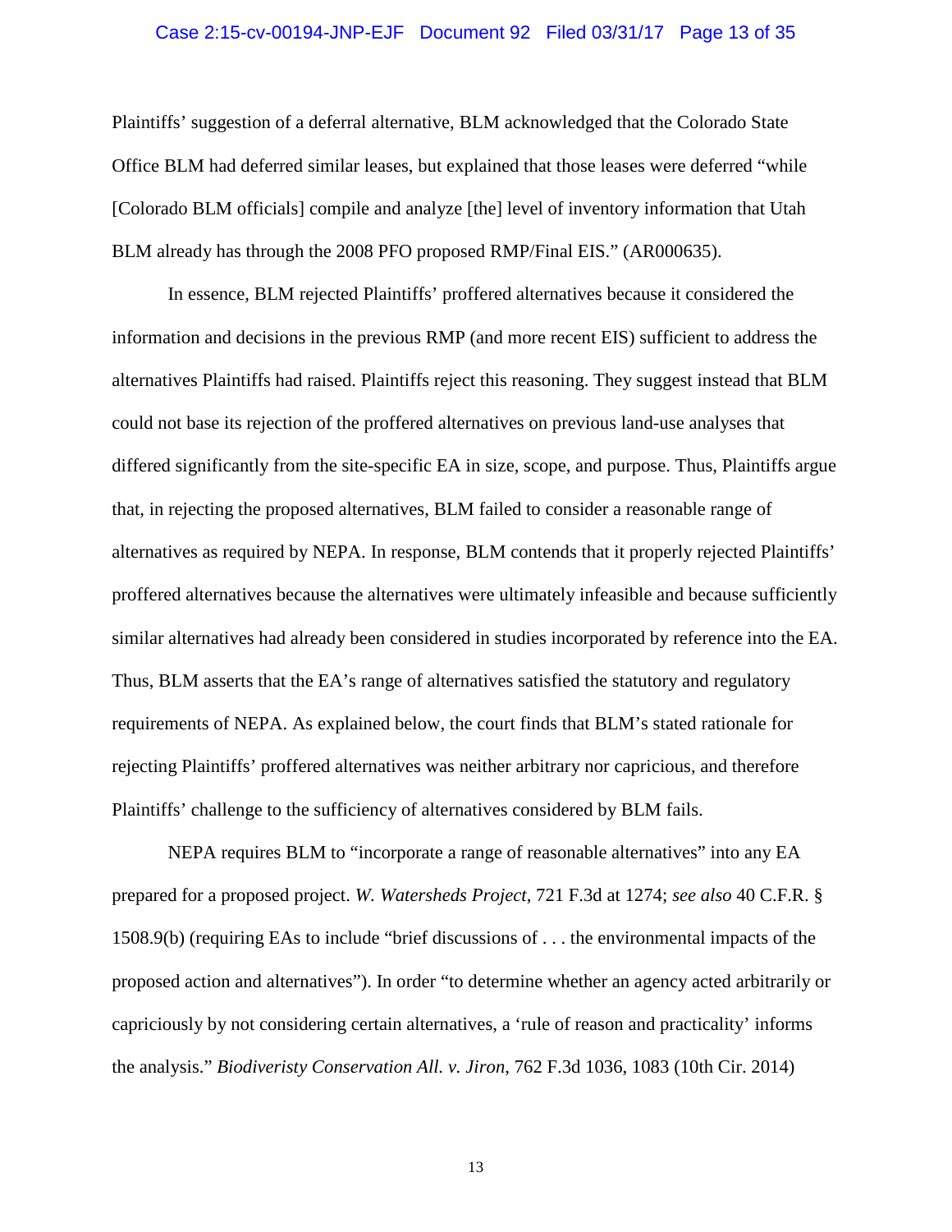Plaintiffs' suggestion of a deferral alternative, BLM acknowledged that the Colorado State Office BLM had deferred similar leases, but explained that those leases were deferred "while [Colorado BLM officials] compile and analyze [the] level of inventory information that Utah BLM already has through the 2008 PFO proposed RMP/Final EIS." (AR000635).

In essence, BLM rejected Plaintiffs' proffered alternatives because it considered the information and decisions in the previous RMP (and more recent EIS) sufficient to address the alternatives Plaintiffs had raised. Plaintiffs reject this reasoning. They suggest instead that BLM could not base its rejection of the proffered alternatives on previous land-use analyses that differed significantly from the site-specific EA in size, scope, and purpose. Thus, Plaintiffs argue that, in rejecting the proposed alternatives, BLM failed to consider a reasonable range of alternatives as required by NEPA. In response, BLM contends that it properly rejected Plaintiffs' proffered alternatives because the alternatives were ultimately infeasible and because sufficiently similar alternatives had already been considered in studies incorporated by reference into the EA. Thus, BLM asserts that the EA's range of alternatives satisfied the statutory and regulatory requirements of NEPA. As explained below, the court finds that BLM's stated rationale for rejecting Plaintiffs' proffered alternatives was neither arbitrary nor capricious, and therefore Plaintiffs' challenge to the sufficiency of alternatives considered by BLM fails.

NEPA requires BLM to "incorporate a range of reasonable alternatives" into any EA prepared for a proposed project. *W. Watersheds Project*, 721 F.3d at 1274; *see also* 40 C.F.R. § 1508.9(b) (requiring EAs to include "brief discussions of . . . the environmental impacts of the proposed action and alternatives"). In order "to determine whether an agency acted arbitrarily or capriciously by not considering certain alternatives, a 'rule of reason and practicality' informs the analysis." *Biodiveristy Conservation All. v. Jiron*, 762 F.3d 1036, 1083 (10th Cir. 2014)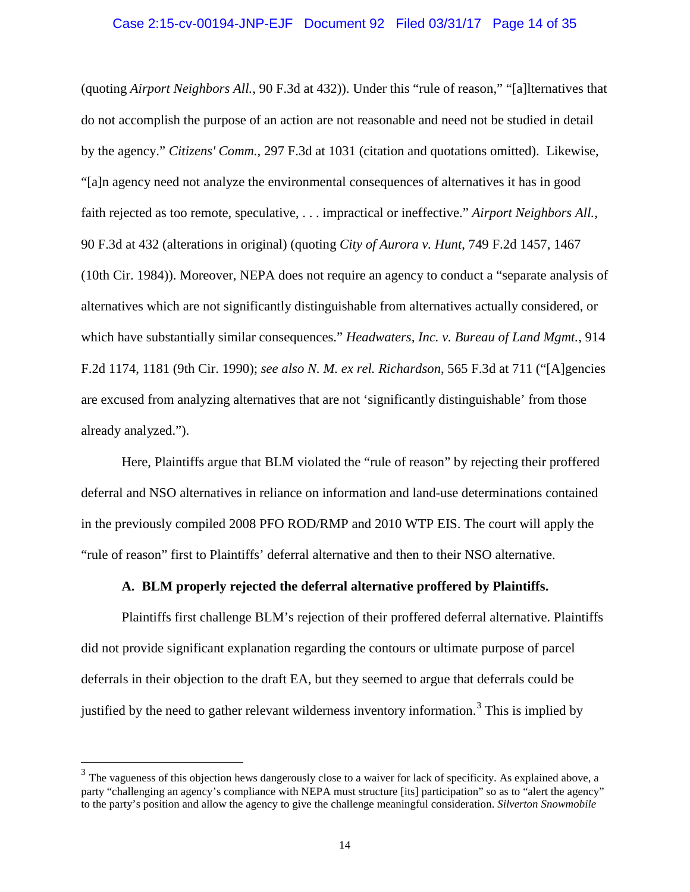(quoting *Airport Neighbors All.*, 90 F.3d at 432)). Under this "rule of reason," "[a]lternatives that do not accomplish the purpose of an action are not reasonable and need not be studied in detail by the agency." *Citizens' Comm.*, 297 F.3d at 1031 (citation and quotations omitted). Likewise, "[a]n agency need not analyze the environmental consequences of alternatives it has in good faith rejected as too remote, speculative, . . . impractical or ineffective." *Airport Neighbors All.*, 90 F.3d at 432 (alterations in original) (quoting *City of Aurora v. Hunt*, 749 F.2d 1457, 1467 (10th Cir. 1984)). Moreover, NEPA does not require an agency to conduct a "separate analysis of alternatives which are not significantly distinguishable from alternatives actually considered, or which have substantially similar consequences." *Headwaters, Inc. v. Bureau of Land Mgmt.*, 914 F.2d 1174, 1181 (9th Cir. 1990); *see also N. M. ex rel. Richardson*, 565 F.3d at 711 ("[A]gencies are excused from analyzing alternatives that are not 'significantly distinguishable' from those already analyzed.").

Here, Plaintiffs argue that BLM violated the "rule of reason" by rejecting their proffered deferral and NSO alternatives in reliance on information and land-use determinations contained in the previously compiled 2008 PFO ROD/RMP and 2010 WTP EIS. The court will apply the "rule of reason" first to Plaintiffs' deferral alternative and then to their NSO alternative.

**A. BLM properly rejected the deferral alternative proffered by Plaintiffs.**

Plaintiffs first challenge BLM's rejection of their proffered deferral alternative. Plaintiffs did not provide significant explanation regarding the contours or ultimate purpose of parcel deferrals in their objection to the draft EA, but they seemed to argue that deferrals could be justified by the need to gather relevant wilderness inventory information.[3] This is implied by

[3] The vagueness of this objection hews dangerously close to a waiver for lack of specificity. As explained above, a party "challenging an agency's compliance with NEPA must structure [its] participation" so as to "alert the agency" to the party's position and allow the agency to give the challenge meaningful consideration. *Silverton Snowmobile*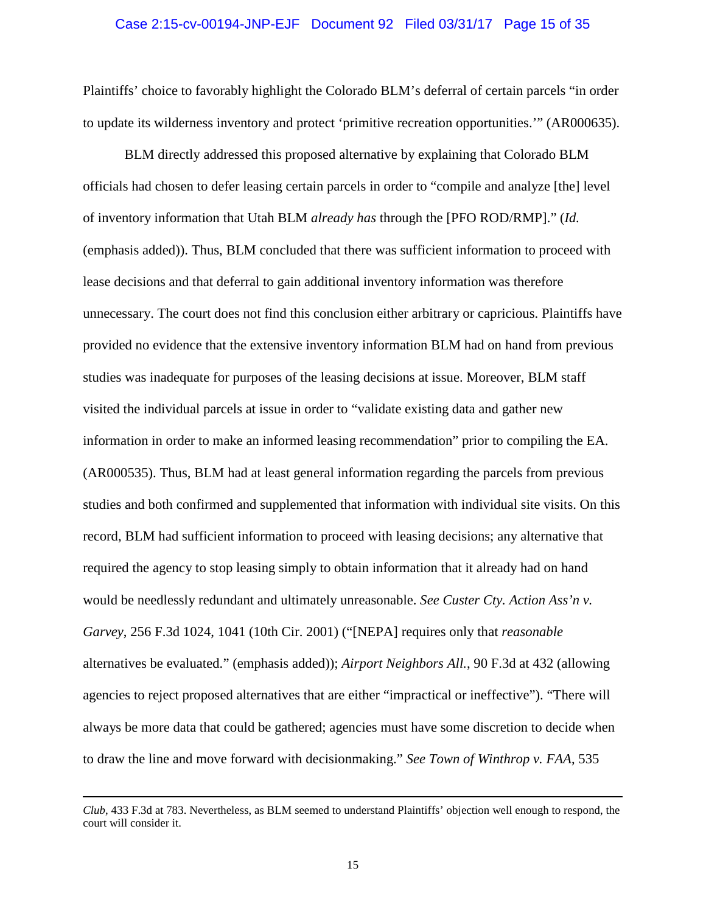Plaintiffs' choice to favorably highlight the Colorado BLM's deferral of certain parcels "in order to update its wilderness inventory and protect 'primitive recreation opportunities.'" (AR000635).

BLM directly addressed this proposed alternative by explaining that Colorado BLM officials had chosen to defer leasing certain parcels in order to "compile and analyze [the] level of inventory information that Utah BLM *already has* through the [PFO ROD/RMP]." (*Id.* (emphasis added)). Thus, BLM concluded that there was sufficient information to proceed with lease decisions and that deferral to gain additional inventory information was therefore unnecessary. The court does not find this conclusion either arbitrary or capricious. Plaintiffs have provided no evidence that the extensive inventory information BLM had on hand from previous studies was inadequate for purposes of the leasing decisions at issue. Moreover, BLM staff visited the individual parcels at issue in order to "validate existing data and gather new information in order to make an informed leasing recommendation" prior to compiling the EA. (AR000535). Thus, BLM had at least general information regarding the parcels from previous studies and both confirmed and supplemented that information with individual site visits. On this record, BLM had sufficient information to proceed with leasing decisions; any alternative that required the agency to stop leasing simply to obtain information that it already had on hand would be needlessly redundant and ultimately unreasonable. *See Custer Cty. Action Ass'n v. Garvey*, 256 F.3d 1024, 1041 (10th Cir. 2001) ("[NEPA] requires only that *reasonable* alternatives be evaluated." (emphasis added)); *Airport Neighbors All.*, 90 F.3d at 432 (allowing agencies to reject proposed alternatives that are either "impractical or ineffective"). "There will always be more data that could be gathered; agencies must have some discretion to decide when to draw the line and move forward with decisionmaking." *See Town of Winthrop v. FAA*, 535

---

*Club*, 433 F.3d at 783. Nevertheless, as BLM seemed to understand Plaintiffs' objection well enough to respond, the court will consider it.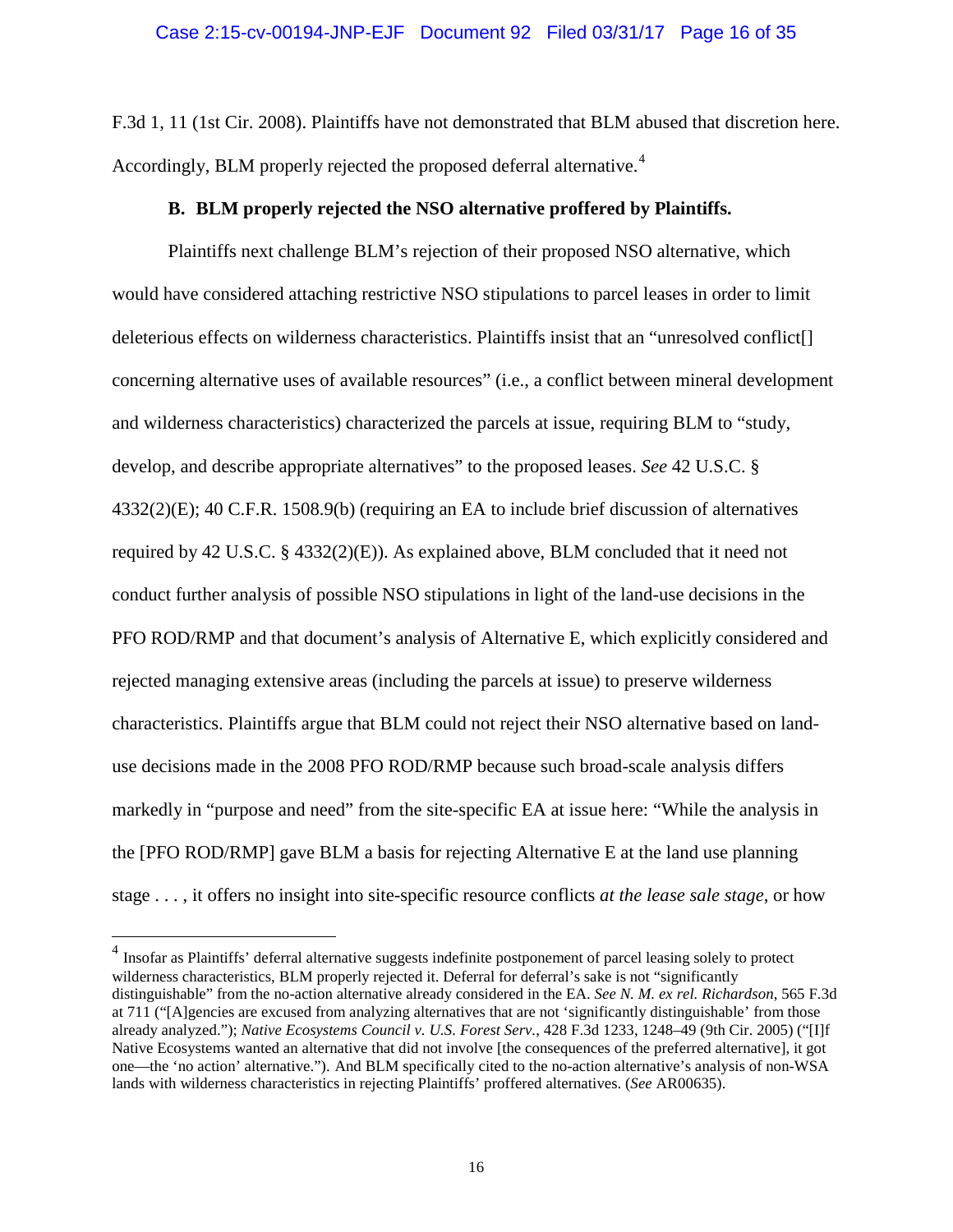F.3d 1, 11 (1st Cir. 2008). Plaintiffs have not demonstrated that BLM abused that discretion here. Accordingly, BLM properly rejected the proposed deferral alternative.[4]

### B. BLM properly rejected the NSO alternative proffered by Plaintiffs.

Plaintiffs next challenge BLM's rejection of their proposed NSO alternative, which would have considered attaching restrictive NSO stipulations to parcel leases in order to limit deleterious effects on wilderness characteristics. Plaintiffs insist that an "unresolved conflict[] concerning alternative uses of available resources" (i.e., a conflict between mineral development and wilderness characteristics) characterized the parcels at issue, requiring BLM to "study, develop, and describe appropriate alternatives" to the proposed leases. *See* 42 U.S.C. § 4332(2)(E); 40 C.F.R. 1508.9(b) (requiring an EA to include brief discussion of alternatives required by 42 U.S.C. § 4332(2)(E)). As explained above, BLM concluded that it need not conduct further analysis of possible NSO stipulations in light of the land-use decisions in the PFO ROD/RMP and that document's analysis of Alternative E, which explicitly considered and rejected managing extensive areas (including the parcels at issue) to preserve wilderness characteristics. Plaintiffs argue that BLM could not reject their NSO alternative based on land-use decisions made in the 2008 PFO ROD/RMP because such broad-scale analysis differs markedly in "purpose and need" from the site-specific EA at issue here: "While the analysis in the [PFO ROD/RMP] gave BLM a basis for rejecting Alternative E at the land use planning stage . . . , it offers no insight into site-specific resource conflicts *at the lease sale stage*, or how

---

[4] Insofar as Plaintiffs' deferral alternative suggests indefinite postponement of parcel leasing solely to protect wilderness characteristics, BLM properly rejected it. Deferral for deferral's sake is not "significantly distinguishable" from the no-action alternative already considered in the EA. *See N. M. ex rel. Richardson*, 565 F.3d at 711 ("[A]gencies are excused from analyzing alternatives that are not 'significantly distinguishable' from those already analyzed."); *Native Ecosystems Council v. U.S. Forest Serv.*, 428 F.3d 1233, 1248–49 (9th Cir. 2005) ("[I]f Native Ecosystems wanted an alternative that did not involve [the consequences of the preferred alternative], it got one—the 'no action' alternative."). And BLM specifically cited to the no-action alternative's analysis of non-WSA lands with wilderness characteristics in rejecting Plaintiffs' proffered alternatives. (*See* AR00635).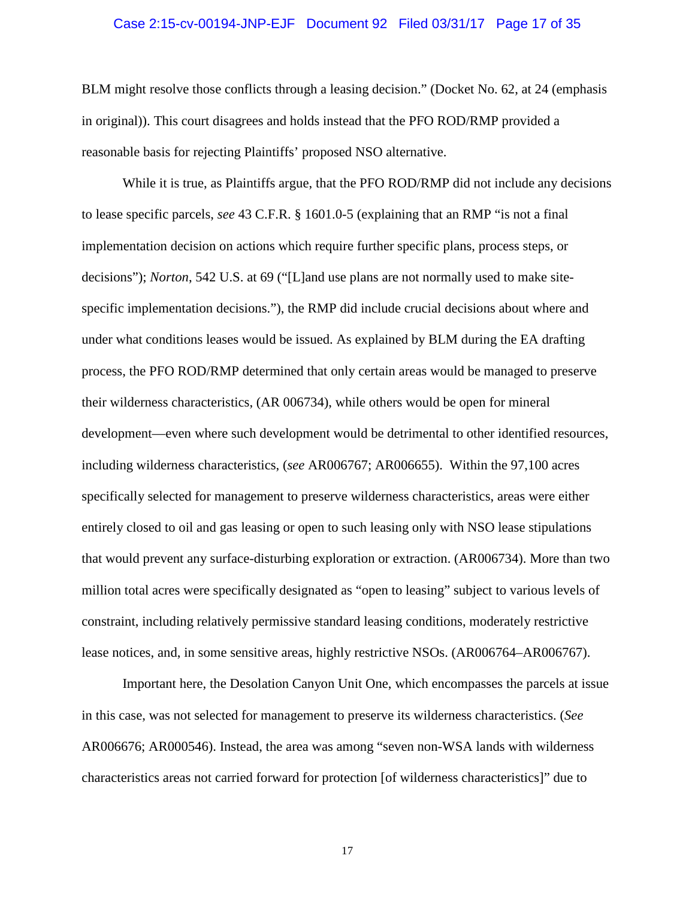BLM might resolve those conflicts through a leasing decision." (Docket No. 62, at 24 (emphasis in original)). This court disagrees and holds instead that the PFO ROD/RMP provided a reasonable basis for rejecting Plaintiffs' proposed NSO alternative.

While it is true, as Plaintiffs argue, that the PFO ROD/RMP did not include any decisions to lease specific parcels, *see* 43 C.F.R. § 1601.0-5 (explaining that an RMP "is not a final implementation decision on actions which require further specific plans, process steps, or decisions"); *Norton*, 542 U.S. at 69 ("[L]and use plans are not normally used to make site-specific implementation decisions."), the RMP did include crucial decisions about where and under what conditions leases would be issued. As explained by BLM during the EA drafting process, the PFO ROD/RMP determined that only certain areas would be managed to preserve their wilderness characteristics, (AR 006734), while others would be open for mineral development—even where such development would be detrimental to other identified resources, including wilderness characteristics, (*see* AR006767; AR006655). Within the 97,100 acres specifically selected for management to preserve wilderness characteristics, areas were either entirely closed to oil and gas leasing or open to such leasing only with NSO lease stipulations that would prevent any surface-disturbing exploration or extraction. (AR006734). More than two million total acres were specifically designated as "open to leasing" subject to various levels of constraint, including relatively permissive standard leasing conditions, moderately restrictive lease notices, and, in some sensitive areas, highly restrictive NSOs. (AR006764–AR006767).

Important here, the Desolation Canyon Unit One, which encompasses the parcels at issue in this case, was not selected for management to preserve its wilderness characteristics. (*See* AR006676; AR000546). Instead, the area was among "seven non-WSA lands with wilderness characteristics areas not carried forward for protection [of wilderness characteristics]" due to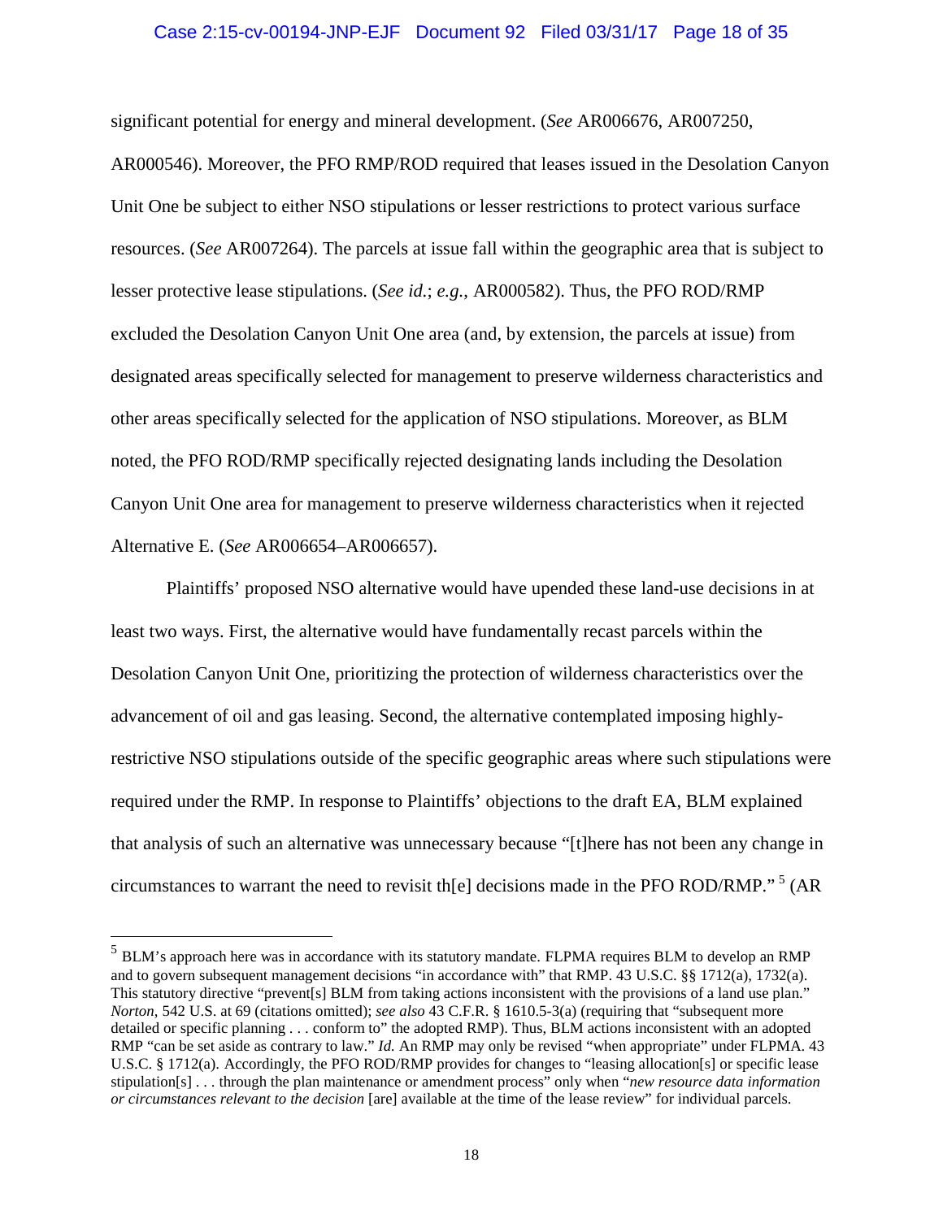significant potential for energy and mineral development. (*See* AR006676, AR007250, AR000546). Moreover, the PFO RMP/ROD required that leases issued in the Desolation Canyon Unit One be subject to either NSO stipulations or lesser restrictions to protect various surface resources. (*See* AR007264). The parcels at issue fall within the geographic area that is subject to lesser protective lease stipulations. (*See id.*; *e.g.*, AR000582). Thus, the PFO ROD/RMP excluded the Desolation Canyon Unit One area (and, by extension, the parcels at issue) from designated areas specifically selected for management to preserve wilderness characteristics and other areas specifically selected for the application of NSO stipulations. Moreover, as BLM noted, the PFO ROD/RMP specifically rejected designating lands including the Desolation Canyon Unit One area for management to preserve wilderness characteristics when it rejected Alternative E. (*See* AR006654–AR006657).

Plaintiffs' proposed NSO alternative would have upended these land-use decisions in at least two ways. First, the alternative would have fundamentally recast parcels within the Desolation Canyon Unit One, prioritizing the protection of wilderness characteristics over the advancement of oil and gas leasing. Second, the alternative contemplated imposing highly-restrictive NSO stipulations outside of the specific geographic areas where such stipulations were required under the RMP. In response to Plaintiffs' objections to the draft EA, BLM explained that analysis of such an alternative was unnecessary because "[t]here has not been any change in circumstances to warrant the need to revisit th[e] decisions made in the PFO ROD/RMP." [5] (AR

---

[5] BLM's approach here was in accordance with its statutory mandate. FLPMA requires BLM to develop an RMP and to govern subsequent management decisions "in accordance with" that RMP. 43 U.S.C. §§ 1712(a), 1732(a). This statutory directive "prevent[s] BLM from taking actions inconsistent with the provisions of a land use plan." *Norton*, 542 U.S. at 69 (citations omitted); *see also* 43 C.F.R. § 1610.5-3(a) (requiring that "subsequent more detailed or specific planning . . . conform to" the adopted RMP). Thus, BLM actions inconsistent with an adopted RMP "can be set aside as contrary to law." *Id.* An RMP may only be revised "when appropriate" under FLPMA. 43 U.S.C. § 1712(a). Accordingly, the PFO ROD/RMP provides for changes to "leasing allocation[s] or specific lease stipulation[s] . . . through the plan maintenance or amendment process" only when "*new resource data information or circumstances relevant to the decision* [are] available at the time of the lease review" for individual parcels.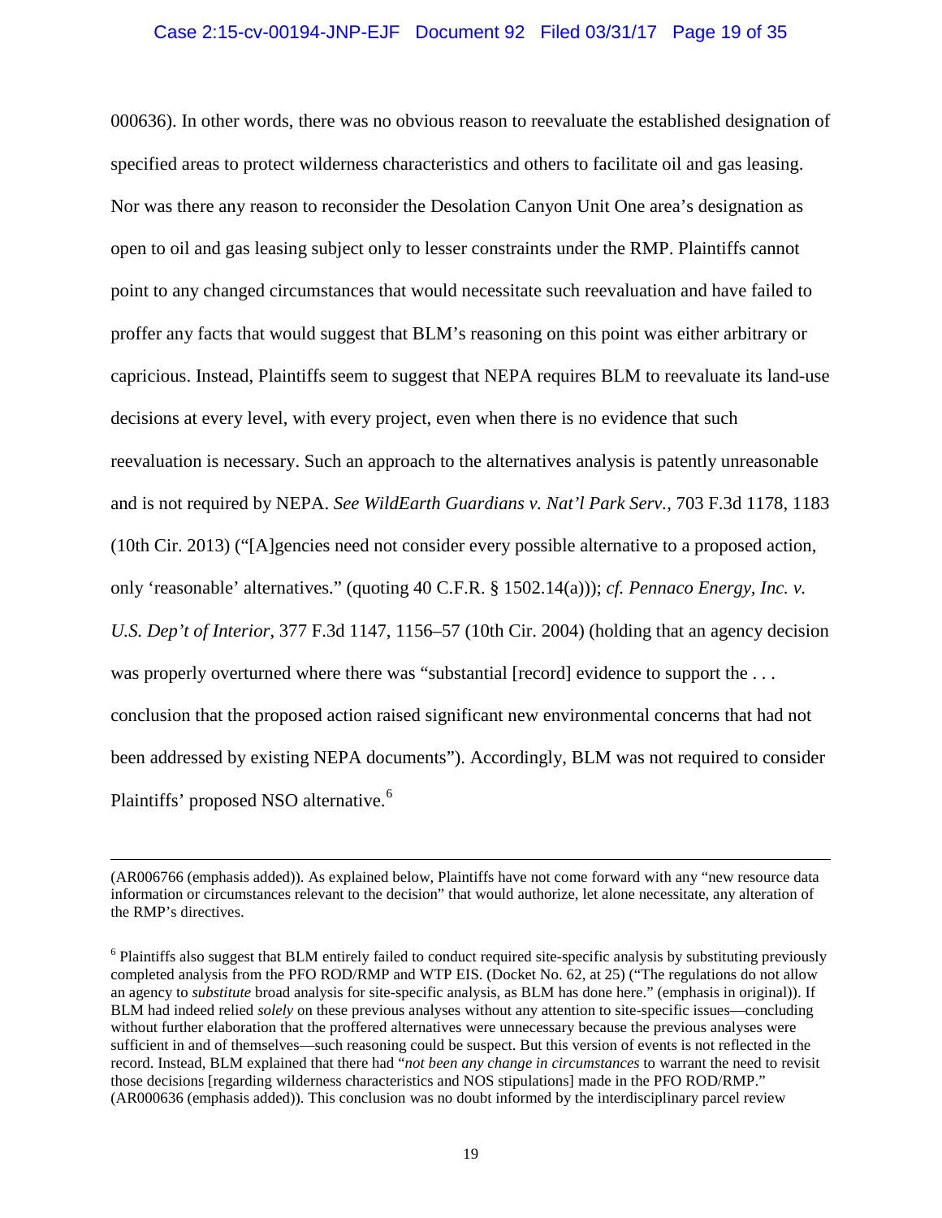000636). In other words, there was no obvious reason to reevaluate the established designation of specified areas to protect wilderness characteristics and others to facilitate oil and gas leasing. Nor was there any reason to reconsider the Desolation Canyon Unit One area's designation as open to oil and gas leasing subject only to lesser constraints under the RMP. Plaintiffs cannot point to any changed circumstances that would necessitate such reevaluation and have failed to proffer any facts that would suggest that BLM's reasoning on this point was either arbitrary or capricious. Instead, Plaintiffs seem to suggest that NEPA requires BLM to reevaluate its land-use decisions at every level, with every project, even when there is no evidence that such reevaluation is necessary. Such an approach to the alternatives analysis is patently unreasonable and is not required by NEPA. *See WildEarth Guardians v. Nat'l Park Serv.*, 703 F.3d 1178, 1183 (10th Cir. 2013) ("[A]gencies need not consider every possible alternative to a proposed action, only 'reasonable' alternatives." (quoting 40 C.F.R. § 1502.14(a))); *cf. Pennaco Energy, Inc. v. U.S. Dep't of Interior*, 377 F.3d 1147, 1156–57 (10th Cir. 2004) (holding that an agency decision was properly overturned where there was "substantial [record] evidence to support the . . . conclusion that the proposed action raised significant new environmental concerns that had not been addressed by existing NEPA documents"). Accordingly, BLM was not required to consider Plaintiffs' proposed NSO alternative.[6]

---

(AR006766 (emphasis added)). As explained below, Plaintiffs have not come forward with any "new resource data information or circumstances relevant to the decision" that would authorize, let alone necessitate, any alteration of the RMP's directives.

[6] Plaintiffs also suggest that BLM entirely failed to conduct required site-specific analysis by substituting previously completed analysis from the PFO ROD/RMP and WTP EIS. (Docket No. 62, at 25) ("The regulations do not allow an agency to *substitute* broad analysis for site-specific analysis, as BLM has done here." (emphasis in original)). If BLM had indeed relied *solely* on these previous analyses without any attention to site-specific issues—concluding without further elaboration that the proffered alternatives were unnecessary because the previous analyses were sufficient in and of themselves—such reasoning could be suspect. But this version of events is not reflected in the record. Instead, BLM explained that there had "*not been any change in circumstances* to warrant the need to revisit those decisions [regarding wilderness characteristics and NOS stipulations] made in the PFO ROD/RMP." (AR000636 (emphasis added)). This conclusion was no doubt informed by the interdisciplinary parcel review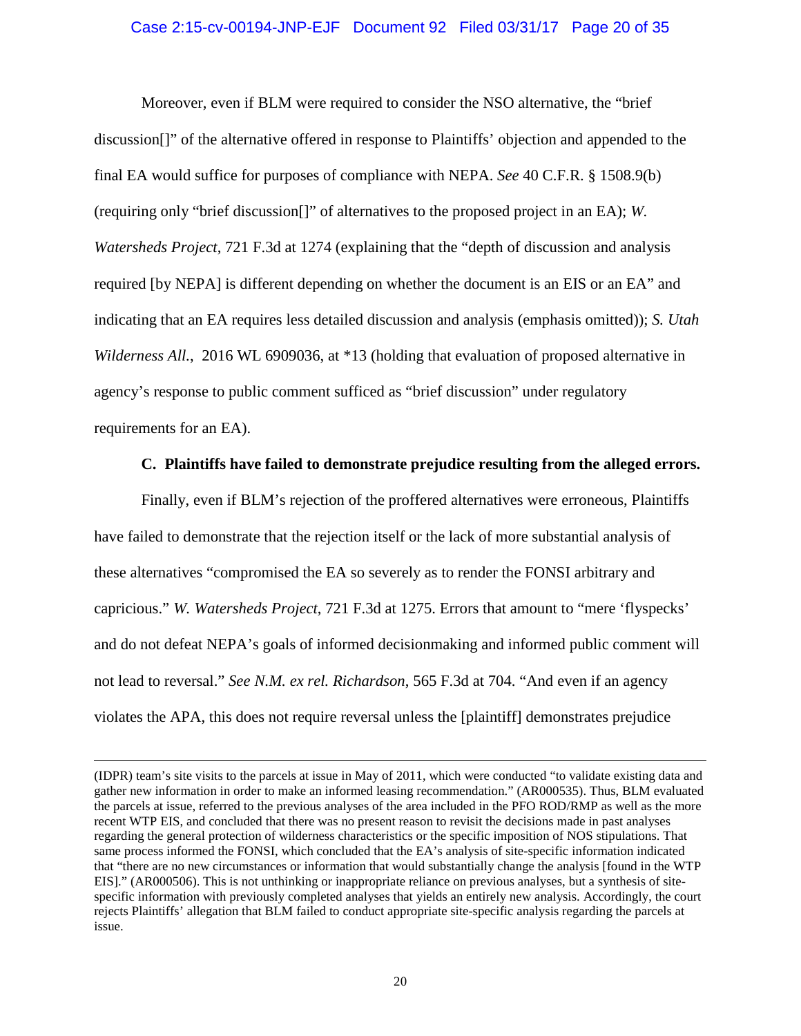Moreover, even if BLM were required to consider the NSO alternative, the "brief discussion[]" of the alternative offered in response to Plaintiffs' objection and appended to the final EA would suffice for purposes of compliance with NEPA. *See* 40 C.F.R. § 1508.9(b) (requiring only "brief discussion[]" of alternatives to the proposed project in an EA); *W. Watersheds Project*, 721 F.3d at 1274 (explaining that the "depth of discussion and analysis required [by NEPA] is different depending on whether the document is an EIS or an EA" and indicating that an EA requires less detailed discussion and analysis (emphasis omitted)); *S. Utah Wilderness All.*, 2016 WL 6909036, at *13 (holding that evaluation of proposed alternative in agency's response to public comment sufficed as "brief discussion" under regulatory requirements for an EA).

**C. Plaintiffs have failed to demonstrate prejudice resulting from the alleged errors.**

Finally, even if BLM's rejection of the proffered alternatives were erroneous, Plaintiffs have failed to demonstrate that the rejection itself or the lack of more substantial analysis of these alternatives "compromised the EA so severely as to render the FONSI arbitrary and capricious." *W. Watersheds Project*, 721 F.3d at 1275. Errors that amount to "mere 'flyspecks' and do not defeat NEPA's goals of informed decisionmaking and informed public comment will not lead to reversal." *See N.M. ex rel. Richardson*, 565 F.3d at 704. "And even if an agency violates the APA, this does not require reversal unless the [plaintiff] demonstrates prejudice

---

(IDPR) team's site visits to the parcels at issue in May of 2011, which were conducted "to validate existing data and gather new information in order to make an informed leasing recommendation." (AR000535). Thus, BLM evaluated the parcels at issue, referred to the previous analyses of the area included in the PFO ROD/RMP as well as the more recent WTP EIS, and concluded that there was no present reason to revisit the decisions made in past analyses regarding the general protection of wilderness characteristics or the specific imposition of NOS stipulations. That same process informed the FONSI, which concluded that the EA's analysis of site-specific information indicated that "there are no new circumstances or information that would substantially change the analysis [found in the WTP EIS]." (AR000506). This is not unthinking or inappropriate reliance on previous analyses, but a synthesis of site-specific information with previously completed analyses that yields an entirely new analysis. Accordingly, the court rejects Plaintiffs' allegation that BLM failed to conduct appropriate site-specific analysis regarding the parcels at issue.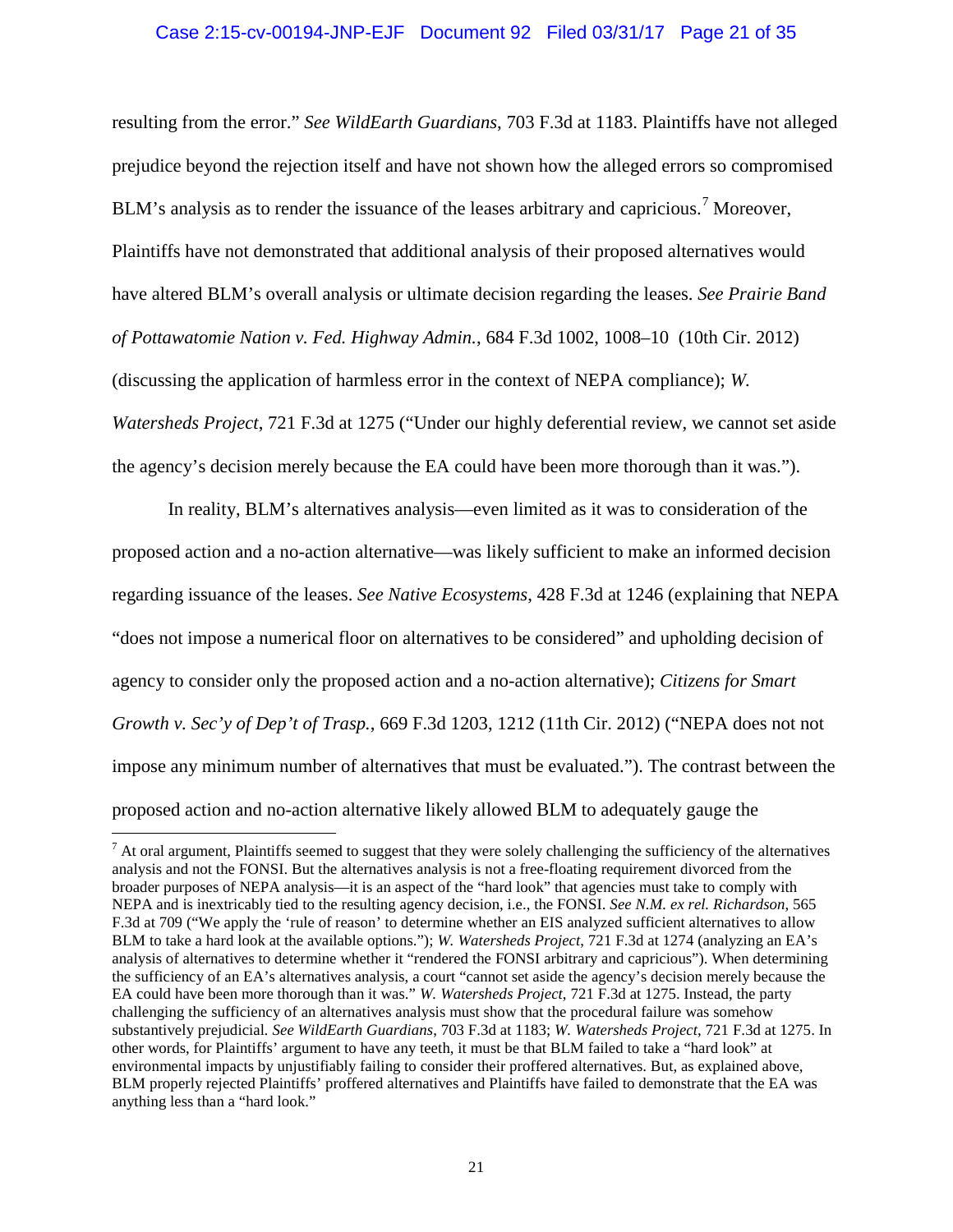resulting from the error." *See WildEarth Guardians*, 703 F.3d at 1183. Plaintiffs have not alleged prejudice beyond the rejection itself and have not shown how the alleged errors so compromised BLM's analysis as to render the issuance of the leases arbitrary and capricious.[7] Moreover, Plaintiffs have not demonstrated that additional analysis of their proposed alternatives would have altered BLM's overall analysis or ultimate decision regarding the leases. *See Prairie Band of Pottawatomie Nation v. Fed. Highway Admin.*, 684 F.3d 1002, 1008–10 (10th Cir. 2012) (discussing the application of harmless error in the context of NEPA compliance); *W. Watersheds Project*, 721 F.3d at 1275 ("Under our highly deferential review, we cannot set aside the agency's decision merely because the EA could have been more thorough than it was.").

In reality, BLM's alternatives analysis—even limited as it was to consideration of the proposed action and a no-action alternative—was likely sufficient to make an informed decision regarding issuance of the leases. *See Native Ecosystems*, 428 F.3d at 1246 (explaining that NEPA "does not impose a numerical floor on alternatives to be considered" and upholding decision of agency to consider only the proposed action and a no-action alternative); *Citizens for Smart Growth v. Sec'y of Dep't of Trasp.*, 669 F.3d 1203, 1212 (11th Cir. 2012) ("NEPA does not not impose any minimum number of alternatives that must be evaluated."). The contrast between the proposed action and no-action alternative likely allowed BLM to adequately gauge the

---

[7] At oral argument, Plaintiffs seemed to suggest that they were solely challenging the sufficiency of the alternatives analysis and not the FONSI. But the alternatives analysis is not a free-floating requirement divorced from the broader purposes of NEPA analysis—it is an aspect of the "hard look" that agencies must take to comply with NEPA and is inextricably tied to the resulting agency decision, i.e., the FONSI. *See N.M. ex rel. Richardson*, 565 F.3d at 709 ("We apply the 'rule of reason' to determine whether an EIS analyzed sufficient alternatives to allow BLM to take a hard look at the available options."); *W. Watersheds Project*, 721 F.3d at 1274 (analyzing an EA's analysis of alternatives to determine whether it "rendered the FONSI arbitrary and capricious"). When determining the sufficiency of an EA's alternatives analysis, a court "cannot set aside the agency's decision merely because the EA could have been more thorough than it was." *W. Watersheds Project*, 721 F.3d at 1275. Instead, the party challenging the sufficiency of an alternatives analysis must show that the procedural failure was somehow substantively prejudicial. *See WildEarth Guardians*, 703 F.3d at 1183; *W. Watersheds Project*, 721 F.3d at 1275. In other words, for Plaintiffs' argument to have any teeth, it must be that BLM failed to take a "hard look" at environmental impacts by unjustifiably failing to consider their proffered alternatives. But, as explained above, BLM properly rejected Plaintiffs' proffered alternatives and Plaintiffs have failed to demonstrate that the EA was anything less than a "hard look."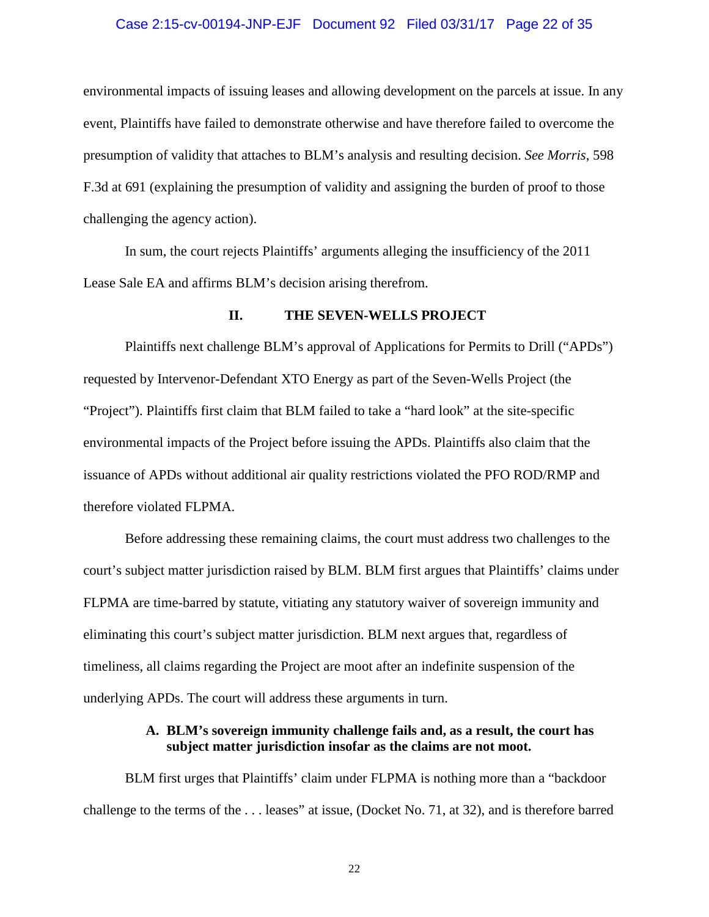environmental impacts of issuing leases and allowing development on the parcels at issue. In any event, Plaintiffs have failed to demonstrate otherwise and have therefore failed to overcome the presumption of validity that attaches to BLM's analysis and resulting decision. *See Morris*, 598 F.3d at 691 (explaining the presumption of validity and assigning the burden of proof to those challenging the agency action).

In sum, the court rejects Plaintiffs' arguments alleging the insufficiency of the 2011 Lease Sale EA and affirms BLM's decision arising therefrom.

## II. THE SEVEN-WELLS PROJECT

Plaintiffs next challenge BLM's approval of Applications for Permits to Drill ("APDs") requested by Intervenor-Defendant XTO Energy as part of the Seven-Wells Project (the "Project"). Plaintiffs first claim that BLM failed to take a "hard look" at the site-specific environmental impacts of the Project before issuing the APDs. Plaintiffs also claim that the issuance of APDs without additional air quality restrictions violated the PFO ROD/RMP and therefore violated FLPMA.

Before addressing these remaining claims, the court must address two challenges to the court's subject matter jurisdiction raised by BLM. BLM first argues that Plaintiffs' claims under FLPMA are time-barred by statute, vitiating any statutory waiver of sovereign immunity and eliminating this court's subject matter jurisdiction. BLM next argues that, regardless of timeliness, all claims regarding the Project are moot after an indefinite suspension of the underlying APDs. The court will address these arguments in turn.

### A. BLM's sovereign immunity challenge fails and, as a result, the court has subject matter jurisdiction insofar as the claims are not moot.

BLM first urges that Plaintiffs' claim under FLPMA is nothing more than a "backdoor challenge to the terms of the . . . leases" at issue, (Docket No. 71, at 32), and is therefore barred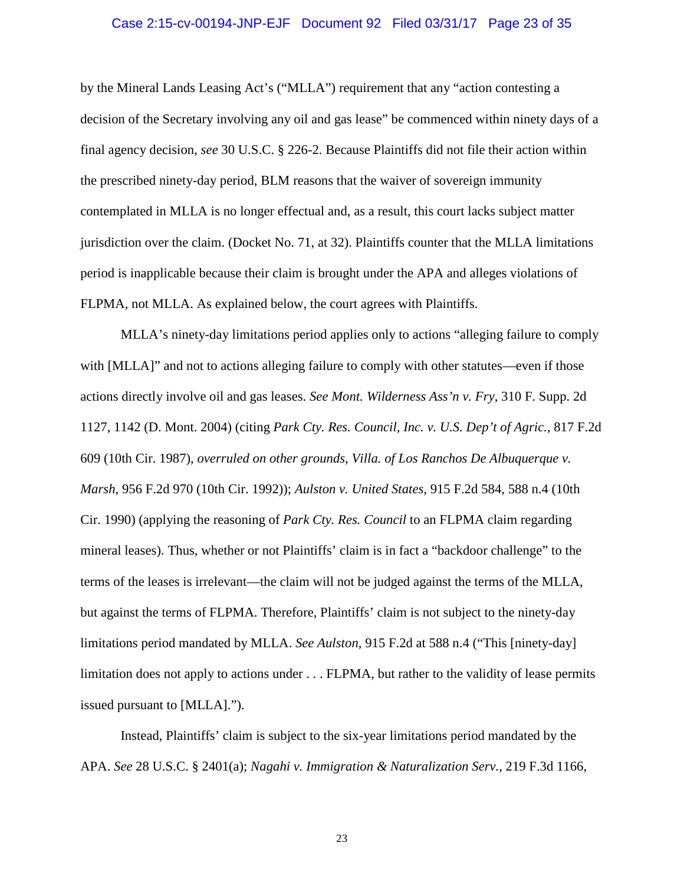by the Mineral Lands Leasing Act's ("MLLA") requirement that any "action contesting a decision of the Secretary involving any oil and gas lease" be commenced within ninety days of a final agency decision, *see* 30 U.S.C. § 226-2. Because Plaintiffs did not file their action within the prescribed ninety-day period, BLM reasons that the waiver of sovereign immunity contemplated in MLLA is no longer effectual and, as a result, this court lacks subject matter jurisdiction over the claim. (Docket No. 71, at 32). Plaintiffs counter that the MLLA limitations period is inapplicable because their claim is brought under the APA and alleges violations of FLPMA, not MLLA. As explained below, the court agrees with Plaintiffs.

MLLA's ninety-day limitations period applies only to actions "alleging failure to comply with [MLLA]" and not to actions alleging failure to comply with other statutes—even if those actions directly involve oil and gas leases. *See Mont. Wilderness Ass'n v. Fry*, 310 F. Supp. 2d 1127, 1142 (D. Mont. 2004) (citing *Park Cty. Res. Council, Inc. v. U.S. Dep't of Agric.*, 817 F.2d 609 (10th Cir. 1987), *overruled on other grounds*, *Villa. of Los Ranchos De Albuquerque v. Marsh*, 956 F.2d 970 (10th Cir. 1992)); *Aulston v. United States*, 915 F.2d 584, 588 n.4 (10th Cir. 1990) (applying the reasoning of *Park Cty. Res. Council* to an FLPMA claim regarding mineral leases). Thus, whether or not Plaintiffs' claim is in fact a "backdoor challenge" to the terms of the leases is irrelevant—the claim will not be judged against the terms of the MLLA, but against the terms of FLPMA. Therefore, Plaintiffs' claim is not subject to the ninety-day limitations period mandated by MLLA. *See Aulston*, 915 F.2d at 588 n.4 ("This [ninety-day] limitation does not apply to actions under . . . FLPMA, but rather to the validity of lease permits issued pursuant to [MLLA].").

Instead, Plaintiffs' claim is subject to the six-year limitations period mandated by the APA. *See* 28 U.S.C. § 2401(a); *Nagahi v. Immigration & Naturalization Serv.*, 219 F.3d 1166,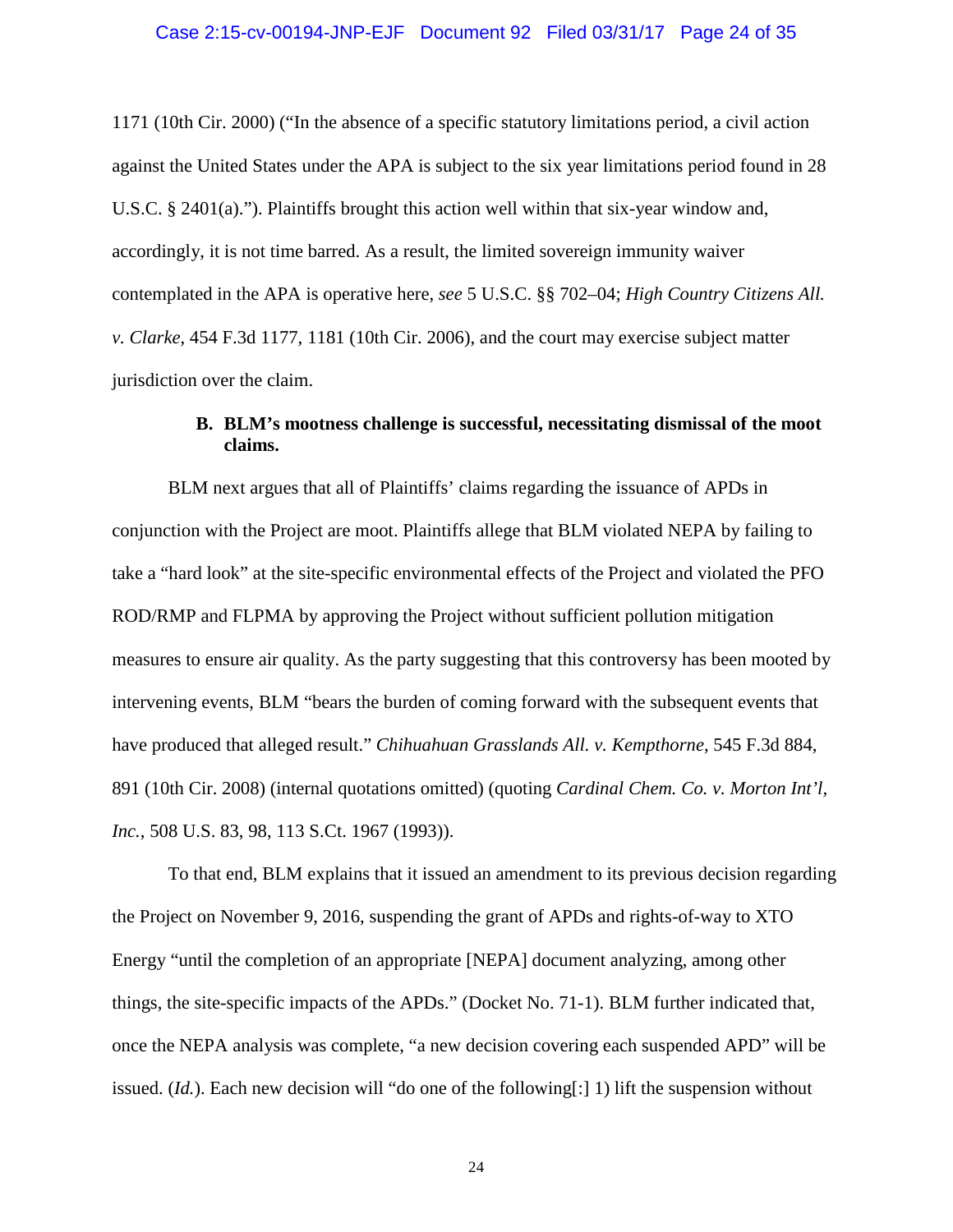1171 (10th Cir. 2000) ("In the absence of a specific statutory limitations period, a civil action against the United States under the APA is subject to the six year limitations period found in 28 U.S.C. § 2401(a)."). Plaintiffs brought this action well within that six-year window and, accordingly, it is not time barred. As a result, the limited sovereign immunity waiver contemplated in the APA is operative here, *see* 5 U.S.C. §§ 702–04; *High Country Citizens All. v. Clarke*, 454 F.3d 1177, 1181 (10th Cir. 2006), and the court may exercise subject matter jurisdiction over the claim.

**B. BLM's mootness challenge is successful, necessitating dismissal of the moot claims.**

BLM next argues that all of Plaintiffs' claims regarding the issuance of APDs in conjunction with the Project are moot. Plaintiffs allege that BLM violated NEPA by failing to take a "hard look" at the site-specific environmental effects of the Project and violated the PFO ROD/RMP and FLPMA by approving the Project without sufficient pollution mitigation measures to ensure air quality. As the party suggesting that this controversy has been mooted by intervening events, BLM "bears the burden of coming forward with the subsequent events that have produced that alleged result." *Chihuahuan Grasslands All. v. Kempthorne*, 545 F.3d 884, 891 (10th Cir. 2008) (internal quotations omitted) (quoting *Cardinal Chem. Co. v. Morton Int'l, Inc.*, 508 U.S. 83, 98, 113 S.Ct. 1967 (1993)).

To that end, BLM explains that it issued an amendment to its previous decision regarding the Project on November 9, 2016, suspending the grant of APDs and rights-of-way to XTO Energy "until the completion of an appropriate [NEPA] document analyzing, among other things, the site-specific impacts of the APDs." (Docket No. 71-1). BLM further indicated that, once the NEPA analysis was complete, "a new decision covering each suspended APD" will be issued. (*Id.*). Each new decision will "do one of the following[:] 1) lift the suspension without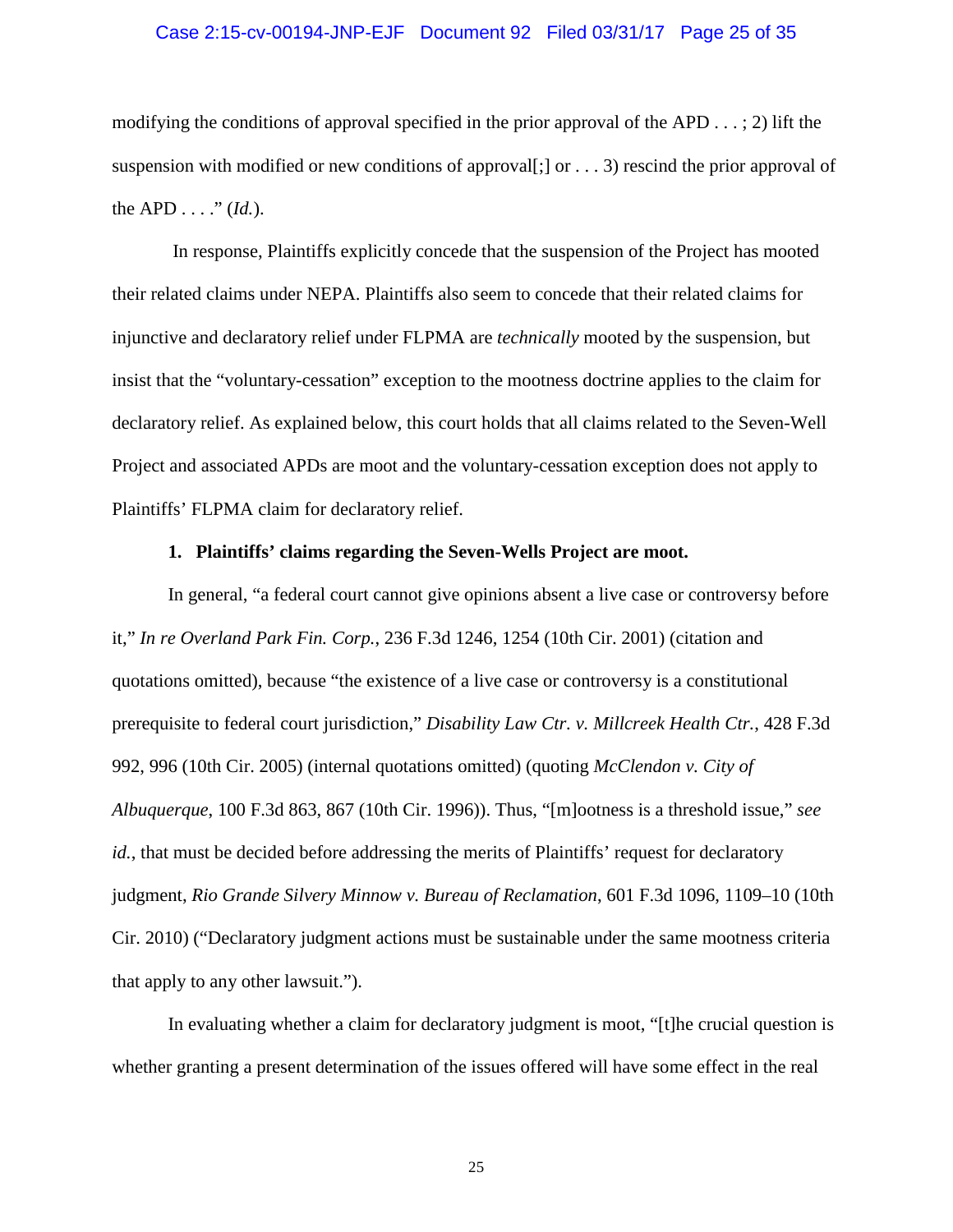modifying the conditions of approval specified in the prior approval of the APD . . . ; 2) lift the suspension with modified or new conditions of approval[;] or . . . 3) rescind the prior approval of the APD . . . ." (*Id.*).

In response, Plaintiffs explicitly concede that the suspension of the Project has mooted their related claims under NEPA. Plaintiffs also seem to concede that their related claims for injunctive and declaratory relief under FLPMA are *technically* mooted by the suspension, but insist that the "voluntary-cessation" exception to the mootness doctrine applies to the claim for declaratory relief. As explained below, this court holds that all claims related to the Seven-Well Project and associated APDs are moot and the voluntary-cessation exception does not apply to Plaintiffs' FLPMA claim for declaratory relief.

**1. Plaintiffs' claims regarding the Seven-Wells Project are moot.**

In general, "a federal court cannot give opinions absent a live case or controversy before it," *In re Overland Park Fin. Corp.*, 236 F.3d 1246, 1254 (10th Cir. 2001) (citation and quotations omitted), because "the existence of a live case or controversy is a constitutional prerequisite to federal court jurisdiction," *Disability Law Ctr. v. Millcreek Health Ctr.*, 428 F.3d 992, 996 (10th Cir. 2005) (internal quotations omitted) (quoting *McClendon v. City of Albuquerque*, 100 F.3d 863, 867 (10th Cir. 1996)). Thus, "[m]ootness is a threshold issue," *see id.*, that must be decided before addressing the merits of Plaintiffs' request for declaratory judgment, *Rio Grande Silvery Minnow v. Bureau of Reclamation*, 601 F.3d 1096, 1109–10 (10th Cir. 2010) ("Declaratory judgment actions must be sustainable under the same mootness criteria that apply to any other lawsuit.").

In evaluating whether a claim for declaratory judgment is moot, "[t]he crucial question is whether granting a present determination of the issues offered will have some effect in the real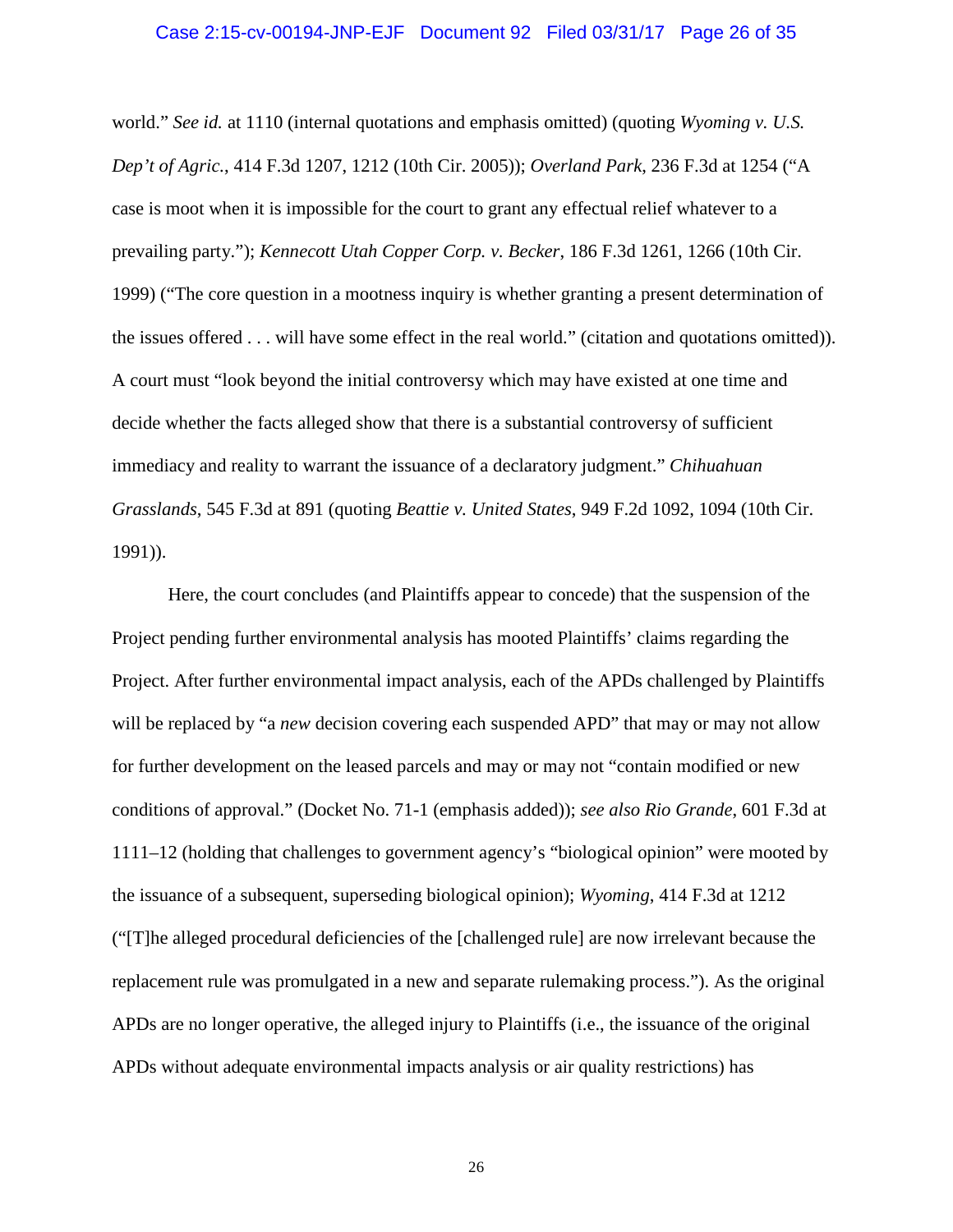world." *See id.* at 1110 (internal quotations and emphasis omitted) (quoting *Wyoming v. U.S. Dep't of Agric.*, 414 F.3d 1207, 1212 (10th Cir. 2005)); *Overland Park*, 236 F.3d at 1254 ("A case is moot when it is impossible for the court to grant any effectual relief whatever to a prevailing party."); *Kennecott Utah Copper Corp. v. Becker*, 186 F.3d 1261, 1266 (10th Cir. 1999) ("The core question in a mootness inquiry is whether granting a present determination of the issues offered . . . will have some effect in the real world." (citation and quotations omitted)). A court must "look beyond the initial controversy which may have existed at one time and decide whether the facts alleged show that there is a substantial controversy of sufficient immediacy and reality to warrant the issuance of a declaratory judgment." *Chihuahuan Grasslands*, 545 F.3d at 891 (quoting *Beattie v. United States*, 949 F.2d 1092, 1094 (10th Cir. 1991)).

Here, the court concludes (and Plaintiffs appear to concede) that the suspension of the Project pending further environmental analysis has mooted Plaintiffs' claims regarding the Project. After further environmental impact analysis, each of the APDs challenged by Plaintiffs will be replaced by "a *new* decision covering each suspended APD" that may or may not allow for further development on the leased parcels and may or may not "contain modified or new conditions of approval." (Docket No. 71-1 (emphasis added)); *see also Rio Grande*, 601 F.3d at 1111–12 (holding that challenges to government agency's "biological opinion" were mooted by the issuance of a subsequent, superseding biological opinion); *Wyoming*, 414 F.3d at 1212 ("[T]he alleged procedural deficiencies of the [challenged rule] are now irrelevant because the replacement rule was promulgated in a new and separate rulemaking process."). As the original APDs are no longer operative, the alleged injury to Plaintiffs (i.e., the issuance of the original APDs without adequate environmental impacts analysis or air quality restrictions) has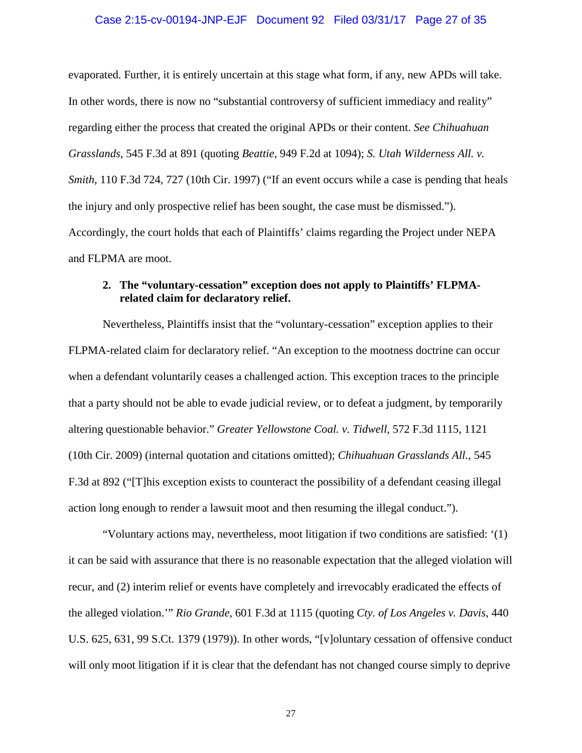evaporated. Further, it is entirely uncertain at this stage what form, if any, new APDs will take. In other words, there is now no "substantial controversy of sufficient immediacy and reality" regarding either the process that created the original APDs or their content. *See Chihuahuan Grasslands*, 545 F.3d at 891 (quoting *Beattie*, 949 F.2d at 1094); *S. Utah Wilderness All. v. Smith*, 110 F.3d 724, 727 (10th Cir. 1997) ("If an event occurs while a case is pending that heals the injury and only prospective relief has been sought, the case must be dismissed."). Accordingly, the court holds that each of Plaintiffs' claims regarding the Project under NEPA and FLPMA are moot.

**2. The "voluntary-cessation" exception does not apply to Plaintiffs' FLPMA-related claim for declaratory relief.**

Nevertheless, Plaintiffs insist that the "voluntary-cessation" exception applies to their FLPMA-related claim for declaratory relief. "An exception to the mootness doctrine can occur when a defendant voluntarily ceases a challenged action. This exception traces to the principle that a party should not be able to evade judicial review, or to defeat a judgment, by temporarily altering questionable behavior." *Greater Yellowstone Coal. v. Tidwell*, 572 F.3d 1115, 1121 (10th Cir. 2009) (internal quotation and citations omitted); *Chihuahuan Grasslands All.*, 545 F.3d at 892 ("[T]his exception exists to counteract the possibility of a defendant ceasing illegal action long enough to render a lawsuit moot and then resuming the illegal conduct.").

"Voluntary actions may, nevertheless, moot litigation if two conditions are satisfied: '(1) it can be said with assurance that there is no reasonable expectation that the alleged violation will recur, and (2) interim relief or events have completely and irrevocably eradicated the effects of the alleged violation.'" *Rio Grande*, 601 F.3d at 1115 (quoting *Cty. of Los Angeles v. Davis*, 440 U.S. 625, 631, 99 S.Ct. 1379 (1979)). In other words, "[v]oluntary cessation of offensive conduct will only moot litigation if it is clear that the defendant has not changed course simply to deprive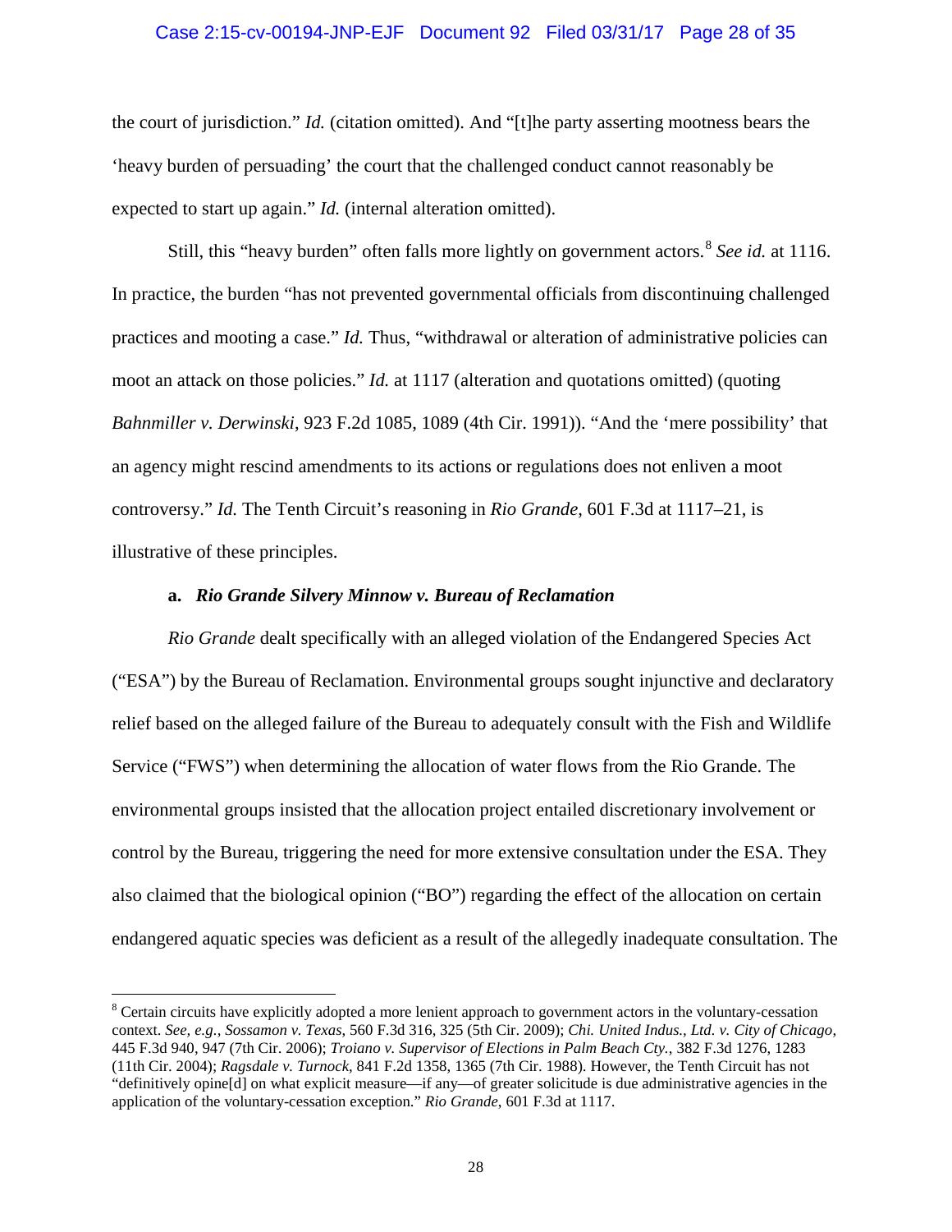the court of jurisdiction." *Id.* (citation omitted). And "[t]he party asserting mootness bears the 'heavy burden of persuading' the court that the challenged conduct cannot reasonably be expected to start up again." *Id.* (internal alteration omitted).

Still, this "heavy burden" often falls more lightly on government actors.[8] *See id.* at 1116. In practice, the burden "has not prevented governmental officials from discontinuing challenged practices and mooting a case." *Id.* Thus, "withdrawal or alteration of administrative policies can moot an attack on those policies." *Id.* at 1117 (alteration and quotations omitted) (quoting *Bahnmiller v. Derwinski*, 923 F.2d 1085, 1089 (4th Cir. 1991)). "And the 'mere possibility' that an agency might rescind amendments to its actions or regulations does not enliven a moot controversy." *Id.* The Tenth Circuit's reasoning in *Rio Grande*, 601 F.3d at 1117–21, is illustrative of these principles.

**a. *Rio Grande Silvery Minnow v. Bureau of Reclamation***

*Rio Grande* dealt specifically with an alleged violation of the Endangered Species Act ("ESA") by the Bureau of Reclamation. Environmental groups sought injunctive and declaratory relief based on the alleged failure of the Bureau to adequately consult with the Fish and Wildlife Service ("FWS") when determining the allocation of water flows from the Rio Grande. The environmental groups insisted that the allocation project entailed discretionary involvement or control by the Bureau, triggering the need for more extensive consultation under the ESA. They also claimed that the biological opinion ("BO") regarding the effect of the allocation on certain endangered aquatic species was deficient as a result of the allegedly inadequate consultation. The

---

[8] Certain circuits have explicitly adopted a more lenient approach to government actors in the voluntary-cessation context. *See, e.g.*, *Sossamon v. Texas*, 560 F.3d 316, 325 (5th Cir. 2009); *Chi. United Indus., Ltd. v. City of Chicago*, 445 F.3d 940, 947 (7th Cir. 2006); *Troiano v. Supervisor of Elections in Palm Beach Cty.*, 382 F.3d 1276, 1283 (11th Cir. 2004); *Ragsdale v. Turnock*, 841 F.2d 1358, 1365 (7th Cir. 1988). However, the Tenth Circuit has not "definitively opine[d] on what explicit measure—if any—of greater solicitude is due administrative agencies in the application of the voluntary-cessation exception." *Rio Grande*, 601 F.3d at 1117.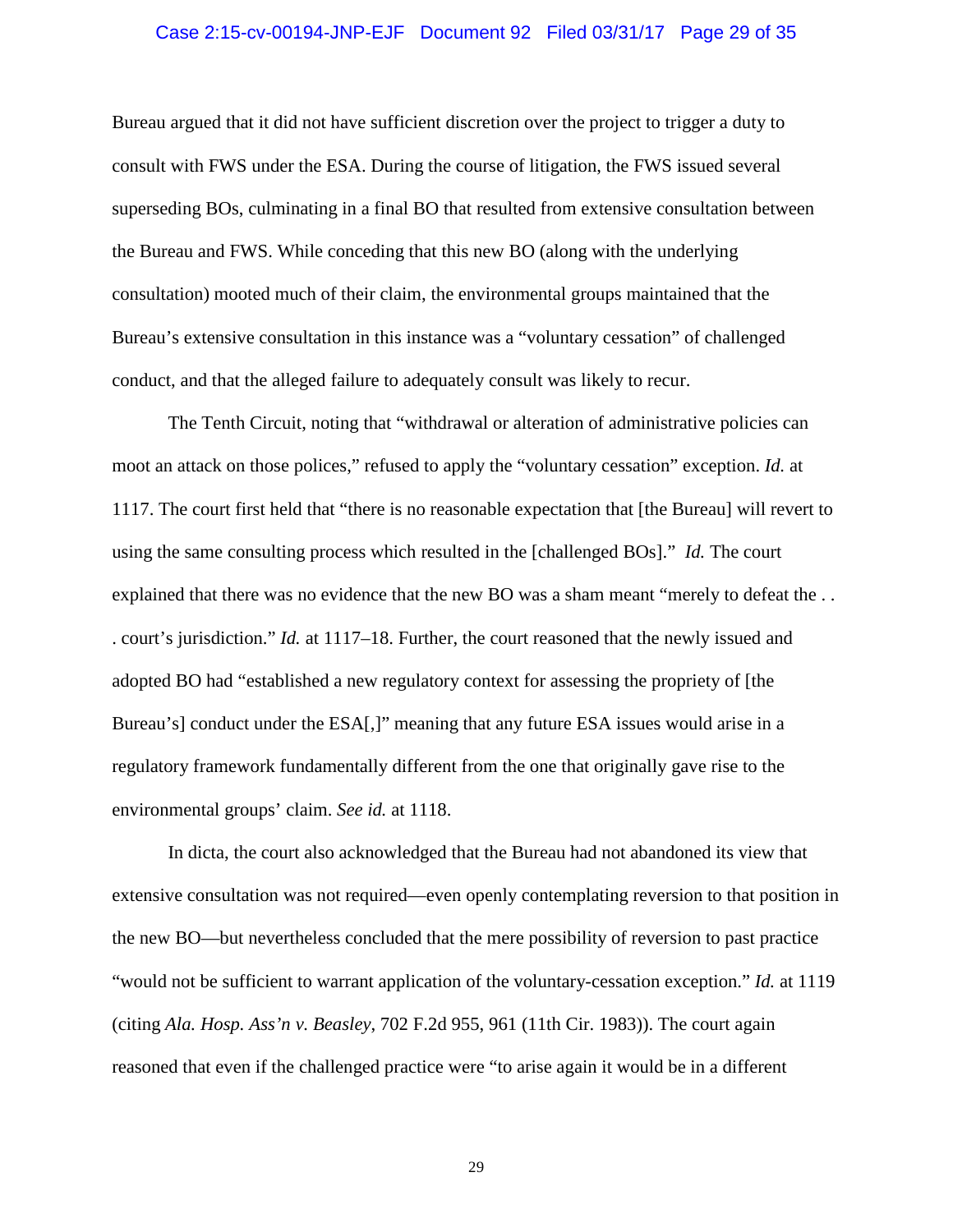Bureau argued that it did not have sufficient discretion over the project to trigger a duty to consult with FWS under the ESA. During the course of litigation, the FWS issued several superseding BOs, culminating in a final BO that resulted from extensive consultation between the Bureau and FWS. While conceding that this new BO (along with the underlying consultation) mooted much of their claim, the environmental groups maintained that the Bureau's extensive consultation in this instance was a "voluntary cessation" of challenged conduct, and that the alleged failure to adequately consult was likely to recur.

The Tenth Circuit, noting that "withdrawal or alteration of administrative policies can moot an attack on those polices," refused to apply the "voluntary cessation" exception. *Id.* at 1117. The court first held that "there is no reasonable expectation that [the Bureau] will revert to using the same consulting process which resulted in the [challenged BOs]." *Id.* The court explained that there was no evidence that the new BO was a sham meant "merely to defeat the . . . court's jurisdiction." *Id.* at 1117–18. Further, the court reasoned that the newly issued and adopted BO had "established a new regulatory context for assessing the propriety of [the Bureau's] conduct under the ESA[,]" meaning that any future ESA issues would arise in a regulatory framework fundamentally different from the one that originally gave rise to the environmental groups' claim. *See id.* at 1118.

In dicta, the court also acknowledged that the Bureau had not abandoned its view that extensive consultation was not required—even openly contemplating reversion to that position in the new BO—but nevertheless concluded that the mere possibility of reversion to past practice "would not be sufficient to warrant application of the voluntary-cessation exception." *Id.* at 1119 (citing *Ala. Hosp. Ass'n v. Beasley*, 702 F.2d 955, 961 (11th Cir. 1983)). The court again reasoned that even if the challenged practice were "to arise again it would be in a different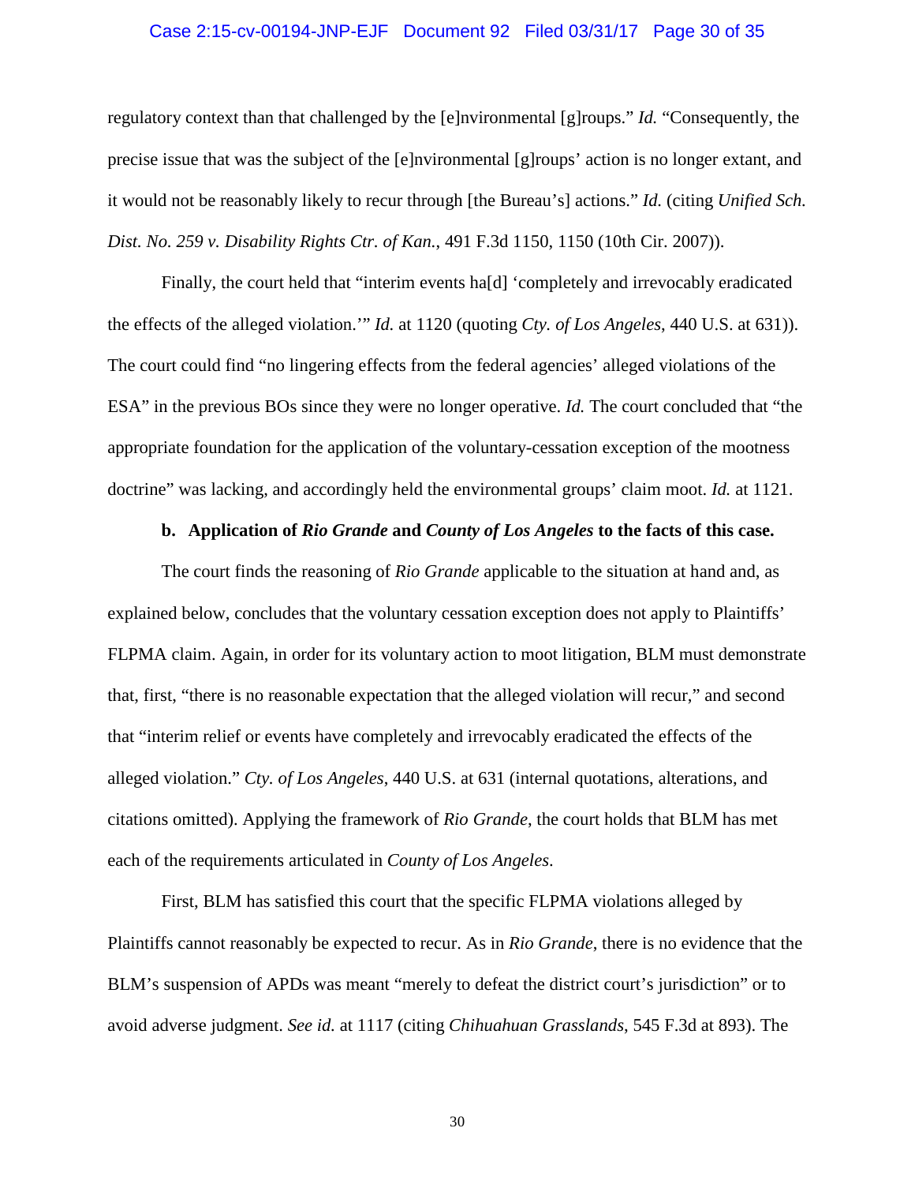regulatory context than that challenged by the [e]nvironmental [g]roups." *Id.* "Consequently, the precise issue that was the subject of the [e]nvironmental [g]roups' action is no longer extant, and it would not be reasonably likely to recur through [the Bureau's] actions." *Id.* (citing *Unified Sch. Dist. No. 259 v. Disability Rights Ctr. of Kan.*, 491 F.3d 1150, 1150 (10th Cir. 2007)).

Finally, the court held that "interim events ha[d] 'completely and irrevocably eradicated the effects of the alleged violation.'" *Id.* at 1120 (quoting *Cty. of Los Angeles*, 440 U.S. at 631)). The court could find "no lingering effects from the federal agencies' alleged violations of the ESA" in the previous BOs since they were no longer operative. *Id.* The court concluded that "the appropriate foundation for the application of the voluntary-cessation exception of the mootness doctrine" was lacking, and accordingly held the environmental groups' claim moot. *Id.* at 1121.

**b. Application of *Rio Grande* and *County of Los Angeles* to the facts of this case.**

The court finds the reasoning of *Rio Grande* applicable to the situation at hand and, as explained below, concludes that the voluntary cessation exception does not apply to Plaintiffs' FLPMA claim. Again, in order for its voluntary action to moot litigation, BLM must demonstrate that, first, "there is no reasonable expectation that the alleged violation will recur," and second that "interim relief or events have completely and irrevocably eradicated the effects of the alleged violation." *Cty. of Los Angeles*, 440 U.S. at 631 (internal quotations, alterations, and citations omitted). Applying the framework of *Rio Grande*, the court holds that BLM has met each of the requirements articulated in *County of Los Angeles*.

First, BLM has satisfied this court that the specific FLPMA violations alleged by Plaintiffs cannot reasonably be expected to recur. As in *Rio Grande*, there is no evidence that the BLM's suspension of APDs was meant "merely to defeat the district court's jurisdiction" or to avoid adverse judgment. *See id.* at 1117 (citing *Chihuahuan Grasslands*, 545 F.3d at 893). The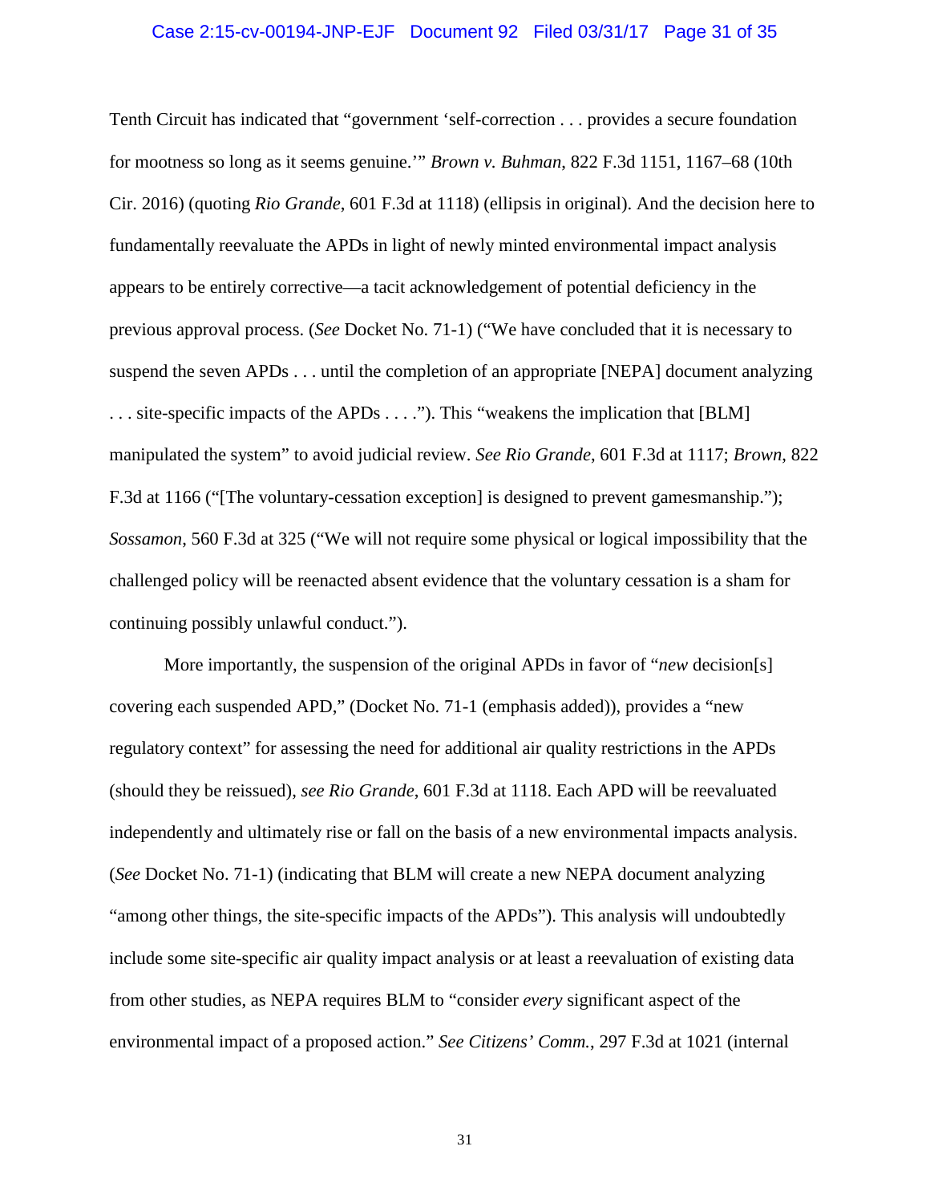Tenth Circuit has indicated that "government 'self-correction . . . provides a secure foundation for mootness so long as it seems genuine.'" *Brown v. Buhman*, 822 F.3d 1151, 1167–68 (10th Cir. 2016) (quoting *Rio Grande*, 601 F.3d at 1118) (ellipsis in original). And the decision here to fundamentally reevaluate the APDs in light of newly minted environmental impact analysis appears to be entirely corrective—a tacit acknowledgement of potential deficiency in the previous approval process. (*See* Docket No. 71-1) ("We have concluded that it is necessary to suspend the seven APDs . . . until the completion of an appropriate [NEPA] document analyzing . . . site-specific impacts of the APDs . . . ."). This "weakens the implication that [BLM] manipulated the system" to avoid judicial review. *See Rio Grande*, 601 F.3d at 1117; *Brown*, 822 F.3d at 1166 ("[The voluntary-cessation exception] is designed to prevent gamesmanship."); *Sossamon*, 560 F.3d at 325 ("We will not require some physical or logical impossibility that the challenged policy will be reenacted absent evidence that the voluntary cessation is a sham for continuing possibly unlawful conduct.").

More importantly, the suspension of the original APDs in favor of "*new* decision[s] covering each suspended APD," (Docket No. 71-1 (emphasis added)), provides a "new regulatory context" for assessing the need for additional air quality restrictions in the APDs (should they be reissued), *see Rio Grande*, 601 F.3d at 1118. Each APD will be reevaluated independently and ultimately rise or fall on the basis of a new environmental impacts analysis. (*See* Docket No. 71-1) (indicating that BLM will create a new NEPA document analyzing "among other things, the site-specific impacts of the APDs"). This analysis will undoubtedly include some site-specific air quality impact analysis or at least a reevaluation of existing data from other studies, as NEPA requires BLM to "consider *every* significant aspect of the environmental impact of a proposed action." *See Citizens' Comm.*, 297 F.3d at 1021 (internal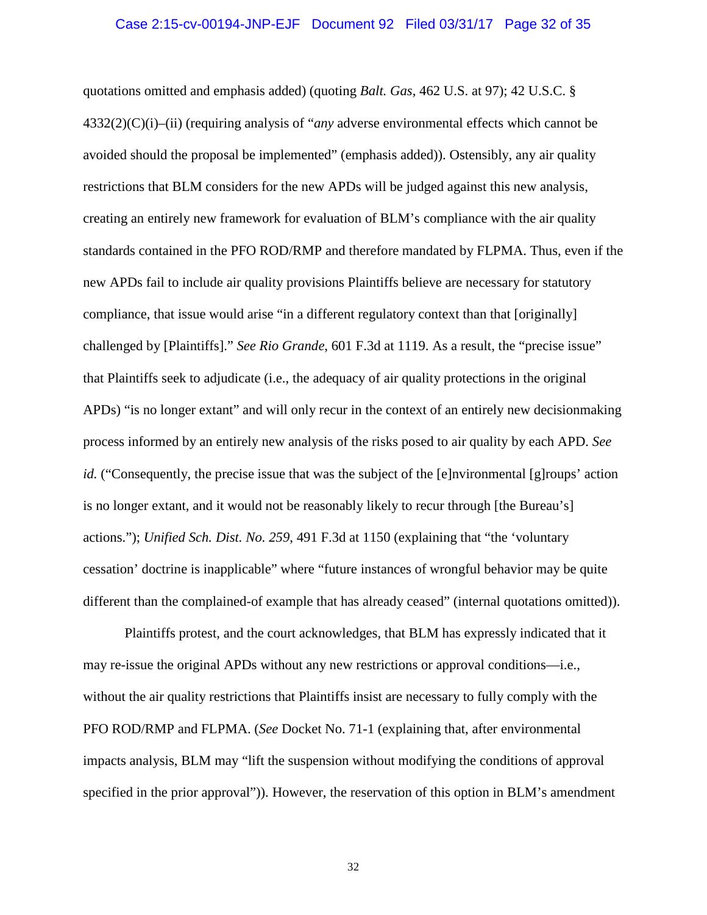quotations omitted and emphasis added) (quoting *Balt. Gas*, 462 U.S. at 97); 42 U.S.C. § 4332(2)(C)(i)–(ii) (requiring analysis of "*any* adverse environmental effects which cannot be avoided should the proposal be implemented" (emphasis added)). Ostensibly, any air quality restrictions that BLM considers for the new APDs will be judged against this new analysis, creating an entirely new framework for evaluation of BLM's compliance with the air quality standards contained in the PFO ROD/RMP and therefore mandated by FLPMA. Thus, even if the new APDs fail to include air quality provisions Plaintiffs believe are necessary for statutory compliance, that issue would arise "in a different regulatory context than that [originally] challenged by [Plaintiffs]." *See Rio Grande*, 601 F.3d at 1119. As a result, the "precise issue" that Plaintiffs seek to adjudicate (i.e., the adequacy of air quality protections in the original APDs) "is no longer extant" and will only recur in the context of an entirely new decisionmaking process informed by an entirely new analysis of the risks posed to air quality by each APD. *See id.* ("Consequently, the precise issue that was the subject of the [e]nvironmental [g]roups' action is no longer extant, and it would not be reasonably likely to recur through [the Bureau's] actions."); *Unified Sch. Dist. No. 259*, 491 F.3d at 1150 (explaining that "the 'voluntary cessation' doctrine is inapplicable" where "future instances of wrongful behavior may be quite different than the complained-of example that has already ceased" (internal quotations omitted)).

Plaintiffs protest, and the court acknowledges, that BLM has expressly indicated that it may re-issue the original APDs without any new restrictions or approval conditions—i.e., without the air quality restrictions that Plaintiffs insist are necessary to fully comply with the PFO ROD/RMP and FLPMA. (*See* Docket No. 71-1 (explaining that, after environmental impacts analysis, BLM may "lift the suspension without modifying the conditions of approval specified in the prior approval")). However, the reservation of this option in BLM's amendment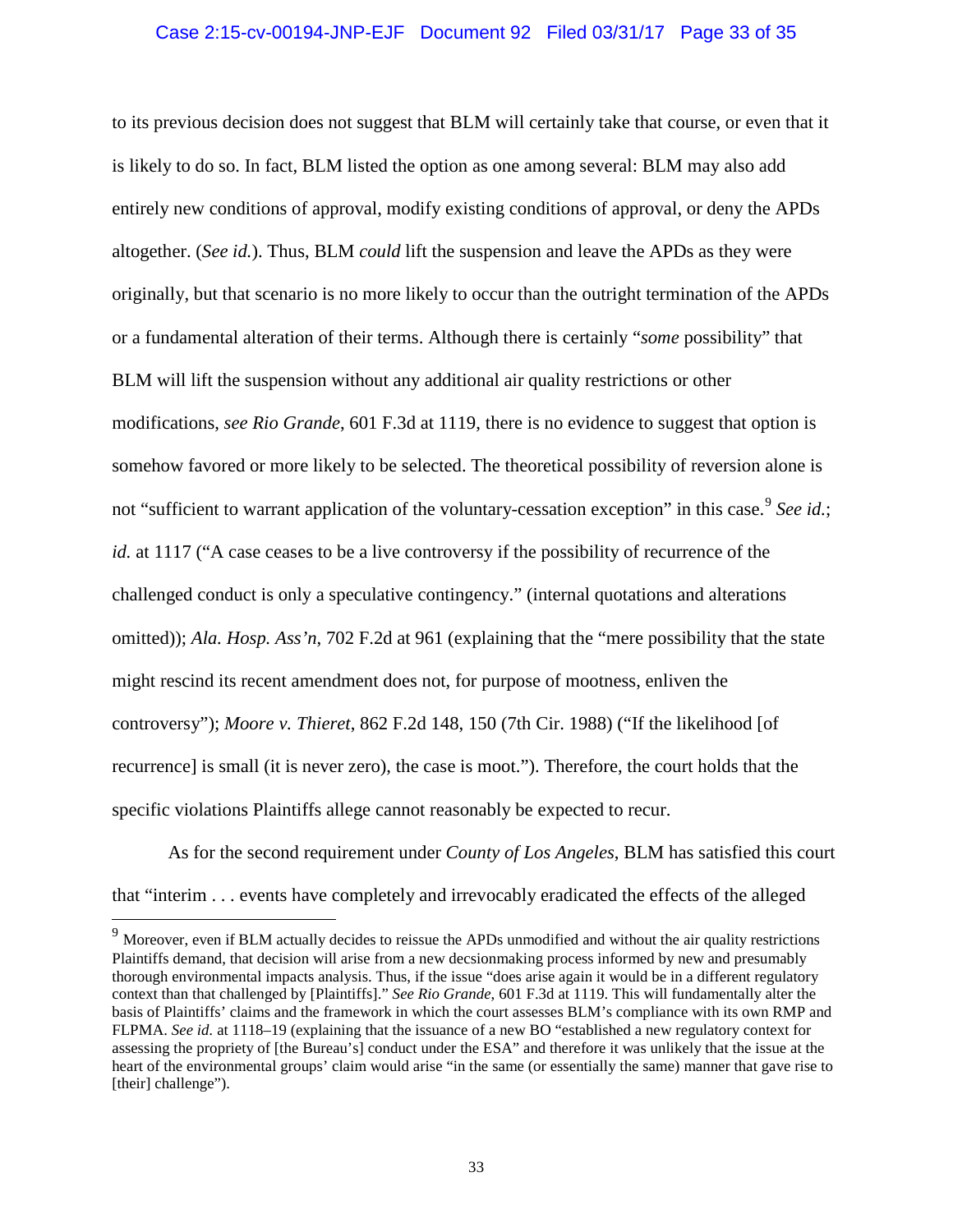to its previous decision does not suggest that BLM will certainly take that course, or even that it is likely to do so. In fact, BLM listed the option as one among several: BLM may also add entirely new conditions of approval, modify existing conditions of approval, or deny the APDs altogether. (*See id.*). Thus, BLM *could* lift the suspension and leave the APDs as they were originally, but that scenario is no more likely to occur than the outright termination of the APDs or a fundamental alteration of their terms. Although there is certainly "*some* possibility" that BLM will lift the suspension without any additional air quality restrictions or other modifications, *see Rio Grande*, 601 F.3d at 1119, there is no evidence to suggest that option is somehow favored or more likely to be selected. The theoretical possibility of reversion alone is not "sufficient to warrant application of the voluntary-cessation exception" in this case.[9] *See id.*; *id.* at 1117 ("A case ceases to be a live controversy if the possibility of recurrence of the challenged conduct is only a speculative contingency." (internal quotations and alterations omitted)); *Ala. Hosp. Ass'n*, 702 F.2d at 961 (explaining that the "mere possibility that the state might rescind its recent amendment does not, for purpose of mootness, enliven the controversy"); *Moore v. Thieret*, 862 F.2d 148, 150 (7th Cir. 1988) ("If the likelihood [of recurrence] is small (it is never zero), the case is moot."). Therefore, the court holds that the specific violations Plaintiffs allege cannot reasonably be expected to recur.

As for the second requirement under *County of Los Angeles*, BLM has satisfied this court that "interim . . . events have completely and irrevocably eradicated the effects of the alleged

---

[9] Moreover, even if BLM actually decides to reissue the APDs unmodified and without the air quality restrictions Plaintiffs demand, that decision will arise from a new decsionmaking process informed by new and presumably thorough environmental impacts analysis. Thus, if the issue "does arise again it would be in a different regulatory context than that challenged by [Plaintiffs]." *See Rio Grande*, 601 F.3d at 1119. This will fundamentally alter the basis of Plaintiffs' claims and the framework in which the court assesses BLM's compliance with its own RMP and FLPMA. *See id.* at 1118–19 (explaining that the issuance of a new BO "established a new regulatory context for assessing the propriety of [the Bureau's] conduct under the ESA" and therefore it was unlikely that the issue at the heart of the environmental groups' claim would arise "in the same (or essentially the same) manner that gave rise to [their] challenge").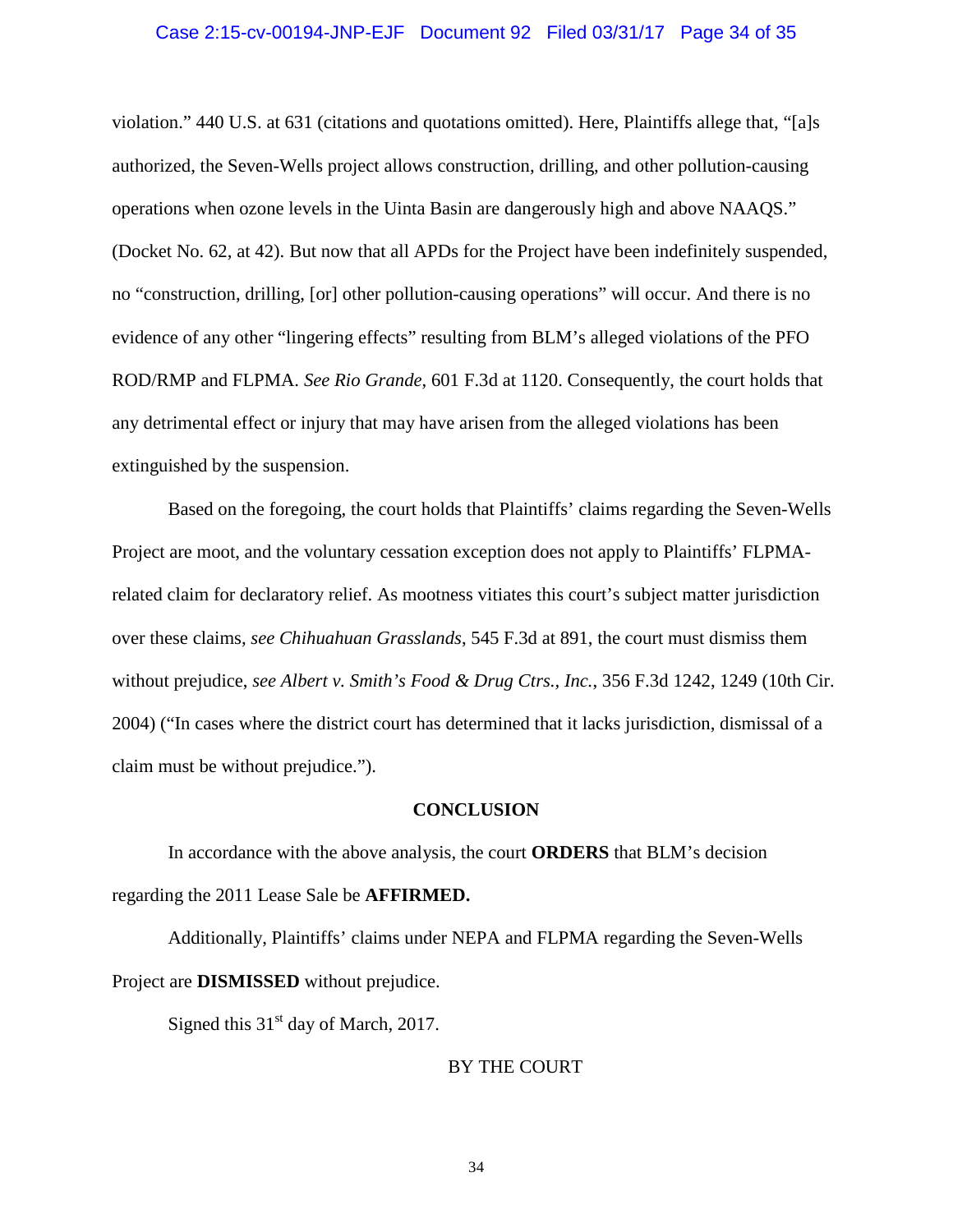violation." 440 U.S. at 631 (citations and quotations omitted). Here, Plaintiffs allege that, "[a]s authorized, the Seven-Wells project allows construction, drilling, and other pollution-causing operations when ozone levels in the Uinta Basin are dangerously high and above NAAQS." (Docket No. 62, at 42). But now that all APDs for the Project have been indefinitely suspended, no "construction, drilling, [or] other pollution-causing operations" will occur. And there is no evidence of any other "lingering effects" resulting from BLM's alleged violations of the PFO ROD/RMP and FLPMA. *See Rio Grande*, 601 F.3d at 1120. Consequently, the court holds that any detrimental effect or injury that may have arisen from the alleged violations has been extinguished by the suspension.

Based on the foregoing, the court holds that Plaintiffs' claims regarding the Seven-Wells Project are moot, and the voluntary cessation exception does not apply to Plaintiffs' FLPMA-related claim for declaratory relief. As mootness vitiates this court's subject matter jurisdiction over these claims, *see Chihuahuan Grasslands*, 545 F.3d at 891, the court must dismiss them without prejudice, *see Albert v. Smith's Food & Drug Ctrs., Inc.*, 356 F.3d 1242, 1249 (10th Cir. 2004) ("In cases where the district court has determined that it lacks jurisdiction, dismissal of a claim must be without prejudice.").

## CONCLUSION

In accordance with the above analysis, the court **ORDERS** that BLM's decision regarding the 2011 Lease Sale be **AFFIRMED.**

Additionally, Plaintiffs' claims under NEPA and FLPMA regarding the Seven-Wells Project are **DISMISSED** without prejudice.

Signed this 31st day of March, 2017.

BY THE COURT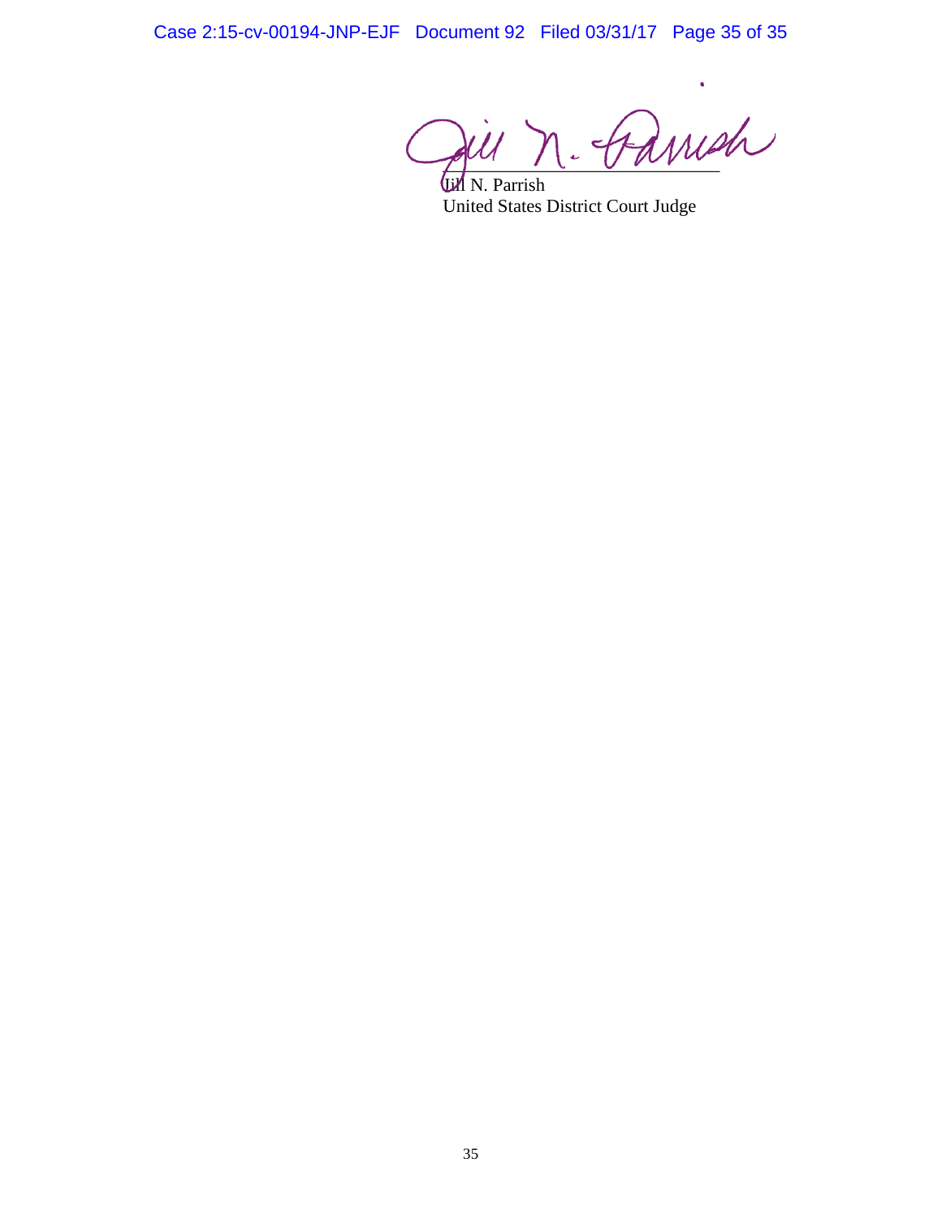Jill N. Parrish
United States District Court Judge